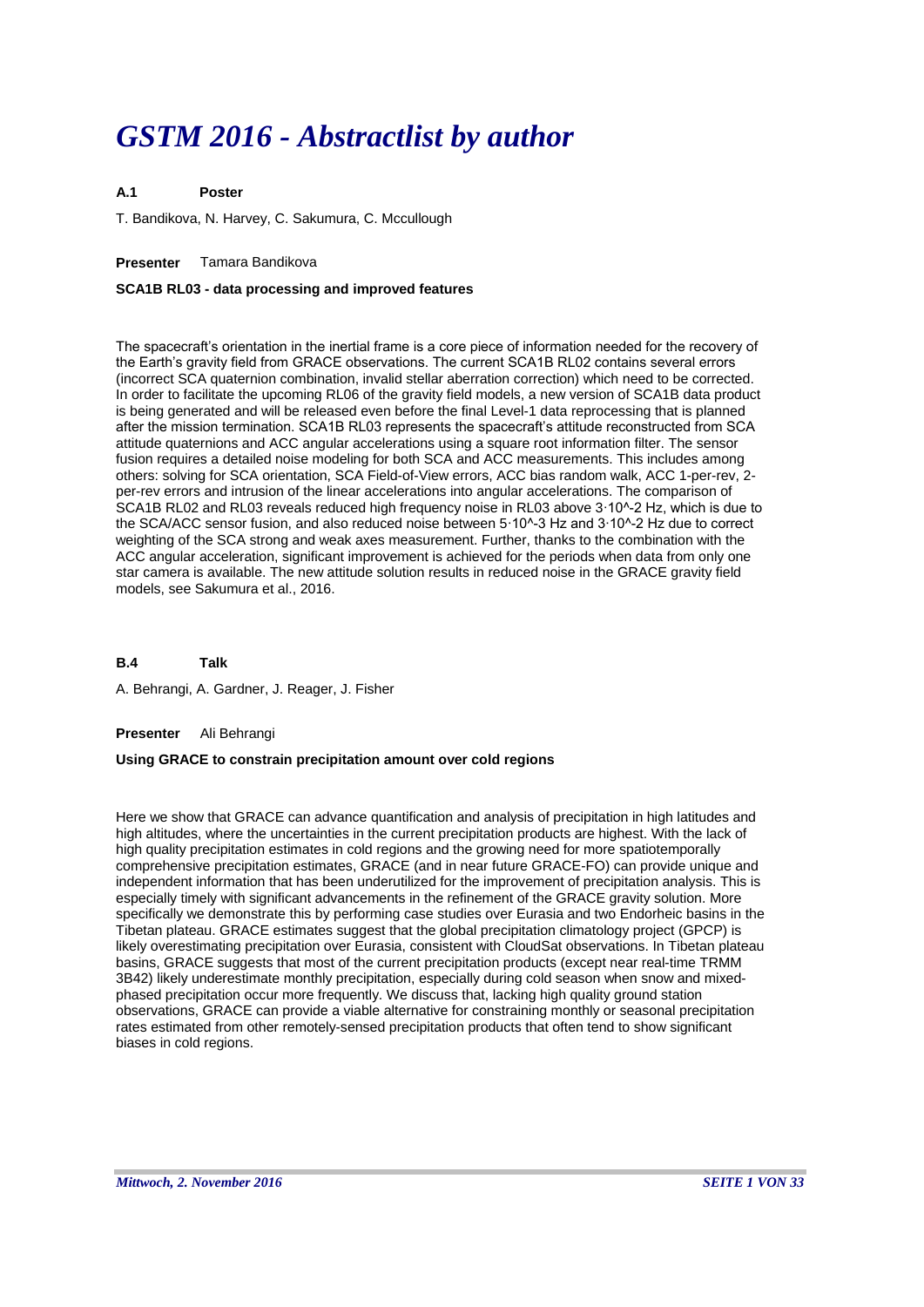# GSTM 2016 - Abstractlist by author

**A.1 Poster**

T. Bandikova, N. Harvey, C. Sakumura, C. Mccullough

**Presenter** Tamara Bandikova

**SCA1B RL03 - data processing and improved features**

The spacecraft's orientation in the inertial frame is a core piece of information needed for the recovery of the Earth's gravity field from GRACE observations. The current SCA1B RL02 contains several errors (incorrect SCA quaternion combination, invalid stellar aberration correction) which need to be corrected. In order to facilitate the upcoming RL06 of the gravity field models, a new version of SCA1B data product is being generated and will be released even before the final Level-1 data reprocessing that is planned after the mission termination. SCA1B RL03 represents the spacecraft's attitude reconstructed from SCA attitude quaternions and ACC angular accelerations using a square root information filter. The sensor fusion requires a detailed noise modeling for both SCA and ACC measurements. This includes among others: solving for SCA orientation, SCA Field-of-View errors, ACC bias random walk, ACC 1-per-rev, 2-per-rev errors and intrusion of the linear accelerations into angular accelerations. The comparison of SCA1B RL02 and RL03 reveals reduced high frequency noise in RL03 above 3·10^-2 Hz, which is due to the SCA/ACC sensor fusion, and also reduced noise between 5·10^-3 Hz and 3·10^-2 Hz due to correct weighting of the SCA strong and weak axes measurement. Further, thanks to the combination with the ACC angular acceleration, significant improvement is achieved for the periods when data from only one star camera is available. The new attitude solution results in reduced noise in the GRACE gravity field models, see Sakumura et al., 2016.

**B.4 Talk**

A. Behrangi, A. Gardner, J. Reager, J. Fisher

**Presenter** Ali Behrangi

**Using GRACE to constrain precipitation amount over cold regions**

Here we show that GRACE can advance quantification and analysis of precipitation in high latitudes and high altitudes, where the uncertainties in the current precipitation products are highest. With the lack of high quality precipitation estimates in cold regions and the growing need for more spatiotemporally comprehensive precipitation estimates, GRACE (and in near future GRACE-FO) can provide unique and independent information that has been underutilized for the improvement of precipitation analysis. This is especially timely with significant advancements in the refinement of the GRACE gravity solution. More specifically we demonstrate this by performing case studies over Eurasia and two Endorheic basins in the Tibetan plateau. GRACE estimates suggest that the global precipitation climatology project (GPCP) is likely overestimating precipitation over Eurasia, consistent with CloudSat observations. In Tibetan plateau basins, GRACE suggests that most of the current precipitation products (except near real-time TRMM 3B42) likely underestimate monthly precipitation, especially during cold season when snow and mixed-phased precipitation occur more frequently. We discuss that, lacking high quality ground station observations, GRACE can provide a viable alternative for constraining monthly or seasonal precipitation rates estimated from other remotely-sensed precipitation products that often tend to show significant biases in cold regions.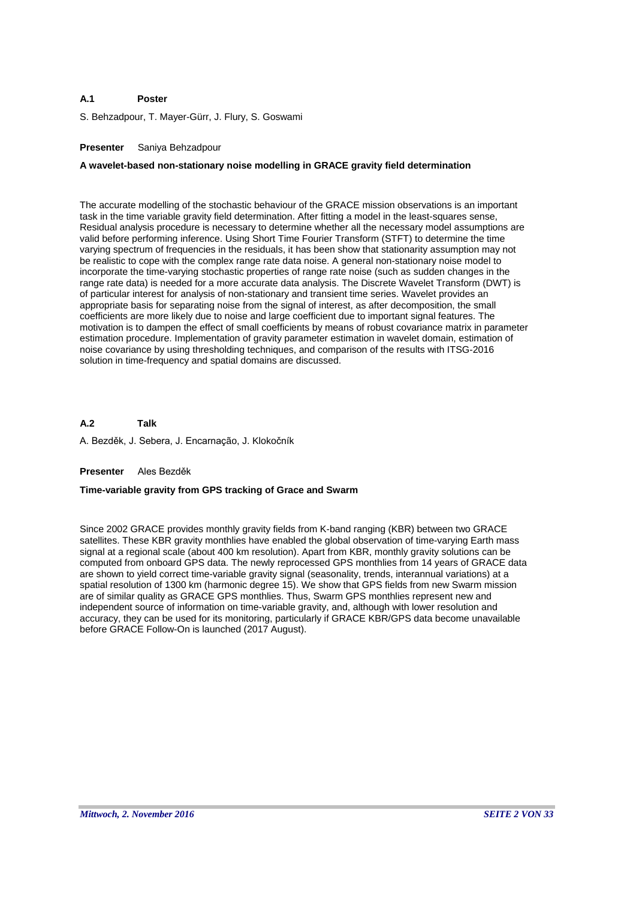**A.1 Poster**

S. Behzadpour, T. Mayer-Gürr, J. Flury, S. Goswami

**Presenter** Saniya Behzadpour

**A wavelet-based non-stationary noise modelling in GRACE gravity field determination**

The accurate modelling of the stochastic behaviour of the GRACE mission observations is an important task in the time variable gravity field determination. After fitting a model in the least-squares sense, Residual analysis procedure is necessary to determine whether all the necessary model assumptions are valid before performing inference. Using Short Time Fourier Transform (STFT) to determine the time varying spectrum of frequencies in the residuals, it has been show that stationarity assumption may not be realistic to cope with the complex range rate data noise. A general non-stationary noise model to incorporate the time-varying stochastic properties of range rate noise (such as sudden changes in the range rate data) is needed for a more accurate data analysis. The Discrete Wavelet Transform (DWT) is of particular interest for analysis of non-stationary and transient time series. Wavelet provides an appropriate basis for separating noise from the signal of interest, as after decomposition, the small coefficients are more likely due to noise and large coefficient due to important signal features. The motivation is to dampen the effect of small coefficients by means of robust covariance matrix in parameter estimation procedure. Implementation of gravity parameter estimation in wavelet domain, estimation of noise covariance by using thresholding techniques, and comparison of the results with ITSG-2016 solution in time-frequency and spatial domains are discussed.

**A.2 Talk**

A. Bezděk, J. Sebera, J. Encarnação, J. Klokočník

**Presenter** Ales Bezděk

**Time-variable gravity from GPS tracking of Grace and Swarm**

Since 2002 GRACE provides monthly gravity fields from K-band ranging (KBR) between two GRACE satellites. These KBR gravity monthlies have enabled the global observation of time-varying Earth mass signal at a regional scale (about 400 km resolution). Apart from KBR, monthly gravity solutions can be computed from onboard GPS data. The newly reprocessed GPS monthlies from 14 years of GRACE data are shown to yield correct time-variable gravity signal (seasonality, trends, interannual variations) at a spatial resolution of 1300 km (harmonic degree 15). We show that GPS fields from new Swarm mission are of similar quality as GRACE GPS monthlies. Thus, Swarm GPS monthlies represent new and independent source of information on time-variable gravity, and, although with lower resolution and accuracy, they can be used for its monitoring, particularly if GRACE KBR/GPS data become unavailable before GRACE Follow-On is launched (2017 August).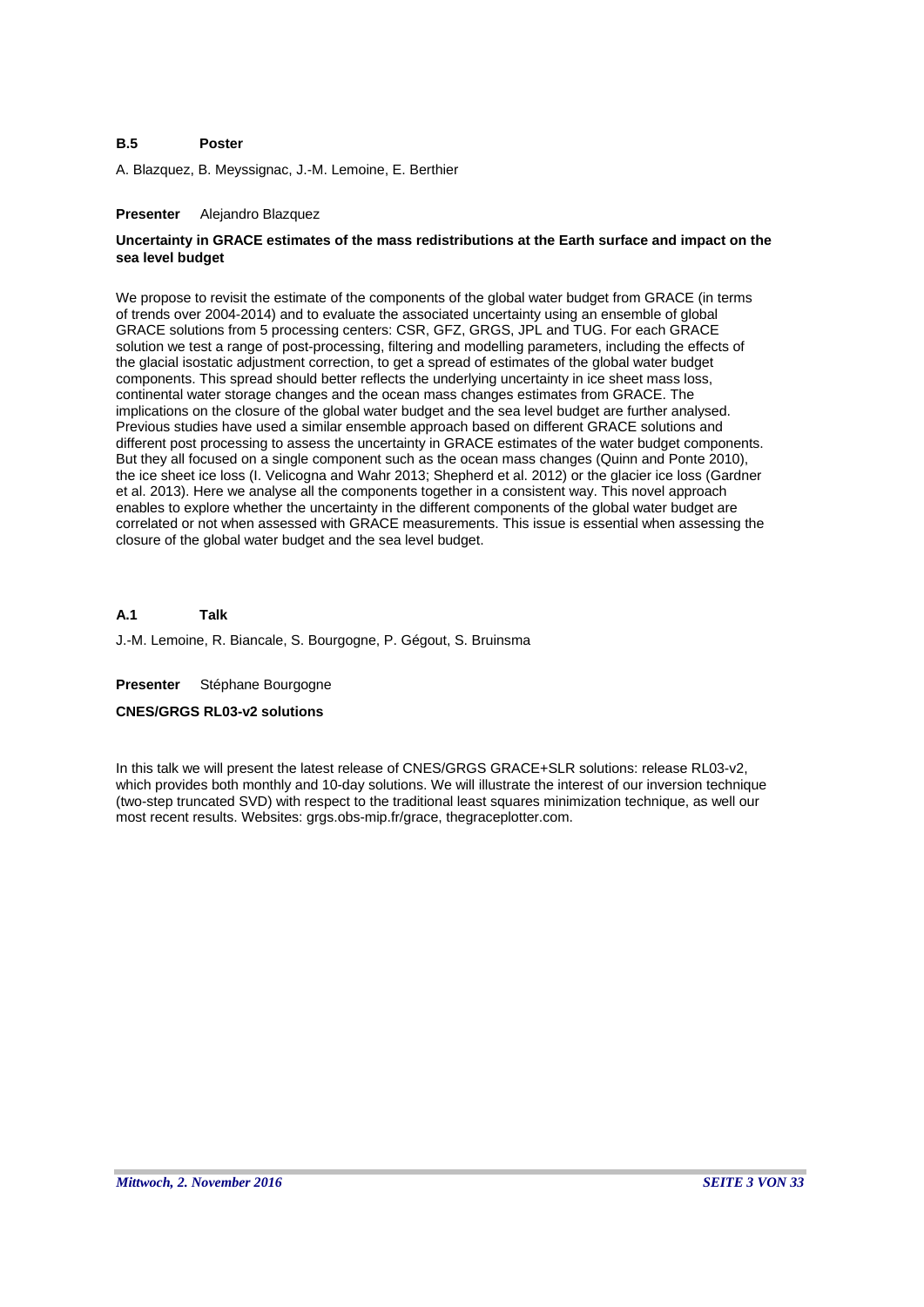**B.5 Poster**

A. Blazquez, B. Meyssignac, J.-M. Lemoine, E. Berthier

**Presenter** Alejandro Blazquez

**Uncertainty in GRACE estimates of the mass redistributions at the Earth surface and impact on the sea level budget**

We propose to revisit the estimate of the components of the global water budget from GRACE (in terms of trends over 2004-2014) and to evaluate the associated uncertainty using an ensemble of global GRACE solutions from 5 processing centers: CSR, GFZ, GRGS, JPL and TUG. For each GRACE solution we test a range of post-processing, filtering and modelling parameters, including the effects of the glacial isostatic adjustment correction, to get a spread of estimates of the global water budget components. This spread should better reflects the underlying uncertainty in ice sheet mass loss, continental water storage changes and the ocean mass changes estimates from GRACE. The implications on the closure of the global water budget and the sea level budget are further analysed. Previous studies have used a similar ensemble approach based on different GRACE solutions and different post processing to assess the uncertainty in GRACE estimates of the water budget components. But they all focused on a single component such as the ocean mass changes (Quinn and Ponte 2010), the ice sheet ice loss (I. Velicogna and Wahr 2013; Shepherd et al. 2012) or the glacier ice loss (Gardner et al. 2013). Here we analyse all the components together in a consistent way. This novel approach enables to explore whether the uncertainty in the different components of the global water budget are correlated or not when assessed with GRACE measurements. This issue is essential when assessing the closure of the global water budget and the sea level budget.

**A.1 Talk**

J.-M. Lemoine, R. Biancale, S. Bourgogne, P. Gégout, S. Bruinsma

**Presenter** Stéphane Bourgogne

**CNES/GRGS RL03-v2 solutions**

In this talk we will present the latest release of CNES/GRGS GRACE+SLR solutions: release RL03-v2, which provides both monthly and 10-day solutions. We will illustrate the interest of our inversion technique (two-step truncated SVD) with respect to the traditional least squares minimization technique, as well our most recent results. Websites: grgs.obs-mip.fr/grace, thegraceplotter.com.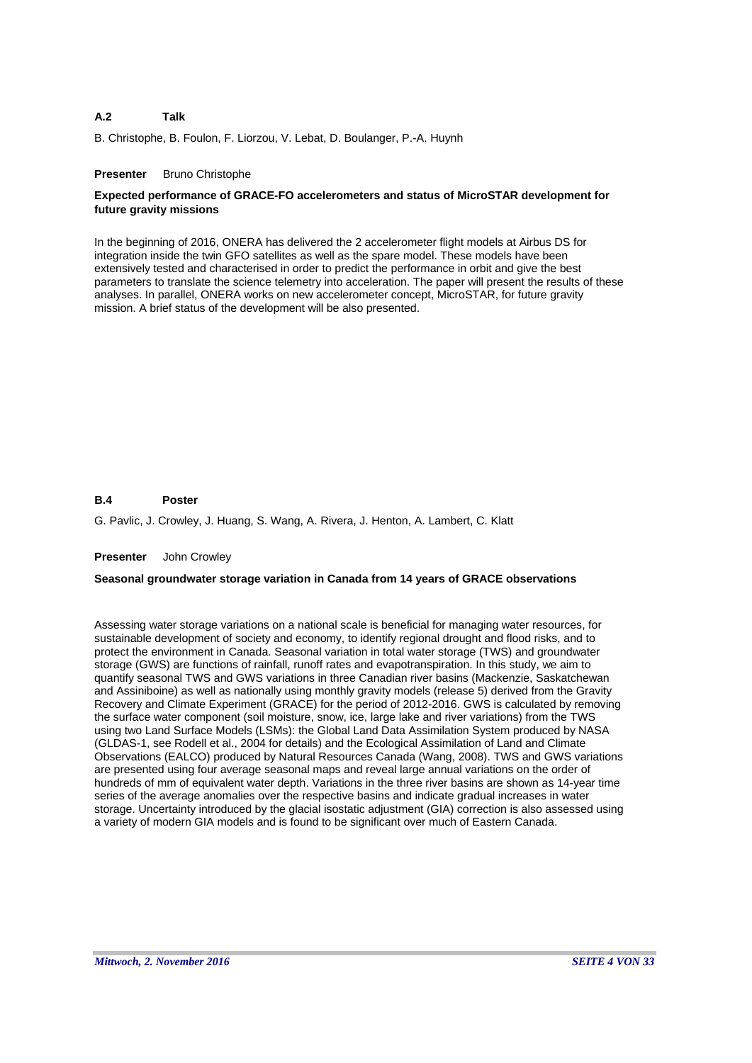**A.2 Talk**

B. Christophe, B. Foulon, F. Liorzou, V. Lebat, D. Boulanger, P.-A. Huynh

**Presenter** Bruno Christophe

**Expected performance of GRACE-FO accelerometers and status of MicroSTAR development for future gravity missions**

In the beginning of 2016, ONERA has delivered the 2 accelerometer flight models at Airbus DS for integration inside the twin GFO satellites as well as the spare model. These models have been extensively tested and characterised in order to predict the performance in orbit and give the best parameters to translate the science telemetry into acceleration. The paper will present the results of these analyses. In parallel, ONERA works on new accelerometer concept, MicroSTAR, for future gravity mission. A brief status of the development will be also presented.

**B.4 Poster**

G. Pavlic, J. Crowley, J. Huang, S. Wang, A. Rivera, J. Henton, A. Lambert, C. Klatt

**Presenter** John Crowley

**Seasonal groundwater storage variation in Canada from 14 years of GRACE observations**

Assessing water storage variations on a national scale is beneficial for managing water resources, for sustainable development of society and economy, to identify regional drought and flood risks, and to protect the environment in Canada. Seasonal variation in total water storage (TWS) and groundwater storage (GWS) are functions of rainfall, runoff rates and evapotranspiration. In this study, we aim to quantify seasonal TWS and GWS variations in three Canadian river basins (Mackenzie, Saskatchewan and Assiniboine) as well as nationally using monthly gravity models (release 5) derived from the Gravity Recovery and Climate Experiment (GRACE) for the period of 2012-2016. GWS is calculated by removing the surface water component (soil moisture, snow, ice, large lake and river variations) from the TWS using two Land Surface Models (LSMs): the Global Land Data Assimilation System produced by NASA (GLDAS-1, see Rodell et al., 2004 for details) and the Ecological Assimilation of Land and Climate Observations (EALCO) produced by Natural Resources Canada (Wang, 2008). TWS and GWS variations are presented using four average seasonal maps and reveal large annual variations on the order of hundreds of mm of equivalent water depth. Variations in the three river basins are shown as 14-year time series of the average anomalies over the respective basins and indicate gradual increases in water storage. Uncertainty introduced by the glacial isostatic adjustment (GIA) correction is also assessed using a variety of modern GIA models and is found to be significant over much of Eastern Canada.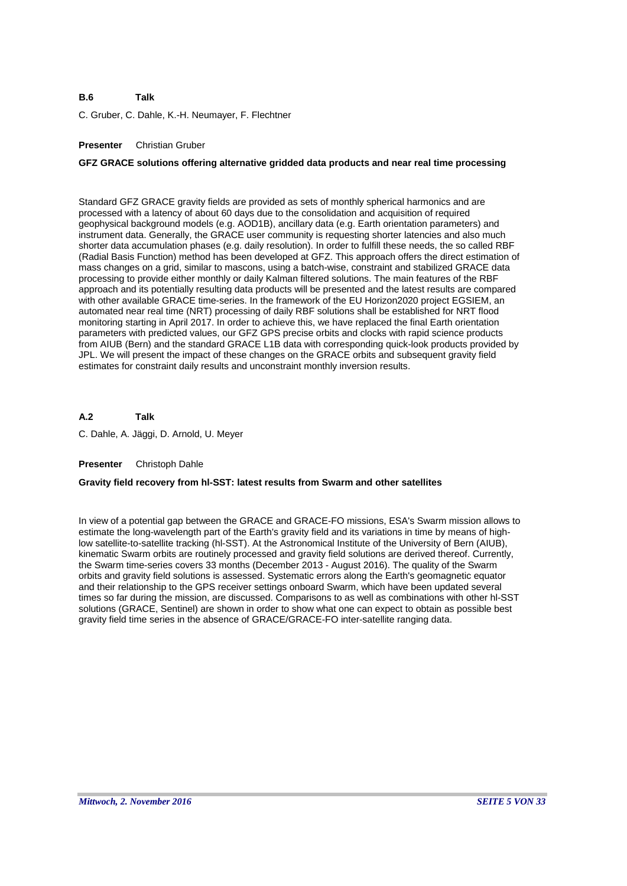**B.6 Talk**

C. Gruber, C. Dahle, K.-H. Neumayer, F. Flechtner

**Presenter** Christian Gruber

**GFZ GRACE solutions offering alternative gridded data products and near real time processing**

Standard GFZ GRACE gravity fields are provided as sets of monthly spherical harmonics and are processed with a latency of about 60 days due to the consolidation and acquisition of required geophysical background models (e.g. AOD1B), ancillary data (e.g. Earth orientation parameters) and instrument data. Generally, the GRACE user community is requesting shorter latencies and also much shorter data accumulation phases (e.g. daily resolution). In order to fulfill these needs, the so called RBF (Radial Basis Function) method has been developed at GFZ. This approach offers the direct estimation of mass changes on a grid, similar to mascons, using a batch-wise, constraint and stabilized GRACE data processing to provide either monthly or daily Kalman filtered solutions. The main features of the RBF approach and its potentially resulting data products will be presented and the latest results are compared with other available GRACE time-series. In the framework of the EU Horizon2020 project EGSIEM, an automated near real time (NRT) processing of daily RBF solutions shall be established for NRT flood monitoring starting in April 2017. In order to achieve this, we have replaced the final Earth orientation parameters with predicted values, our GFZ GPS precise orbits and clocks with rapid science products from AIUB (Bern) and the standard GRACE L1B data with corresponding quick-look products provided by JPL. We will present the impact of these changes on the GRACE orbits and subsequent gravity field estimates for constraint daily results and unconstraint monthly inversion results.

**A.2 Talk**

C. Dahle, A. Jäggi, D. Arnold, U. Meyer

**Presenter** Christoph Dahle

**Gravity field recovery from hl-SST: latest results from Swarm and other satellites**

In view of a potential gap between the GRACE and GRACE-FO missions, ESA's Swarm mission allows to estimate the long-wavelength part of the Earth's gravity field and its variations in time by means of high-low satellite-to-satellite tracking (hl-SST). At the Astronomical Institute of the University of Bern (AIUB), kinematic Swarm orbits are routinely processed and gravity field solutions are derived thereof. Currently, the Swarm time-series covers 33 months (December 2013 - August 2016). The quality of the Swarm orbits and gravity field solutions is assessed. Systematic errors along the Earth's geomagnetic equator and their relationship to the GPS receiver settings onboard Swarm, which have been updated several times so far during the mission, are discussed. Comparisons to as well as combinations with other hl-SST solutions (GRACE, Sentinel) are shown in order to show what one can expect to obtain as possible best gravity field time series in the absence of GRACE/GRACE-FO inter-satellite ranging data.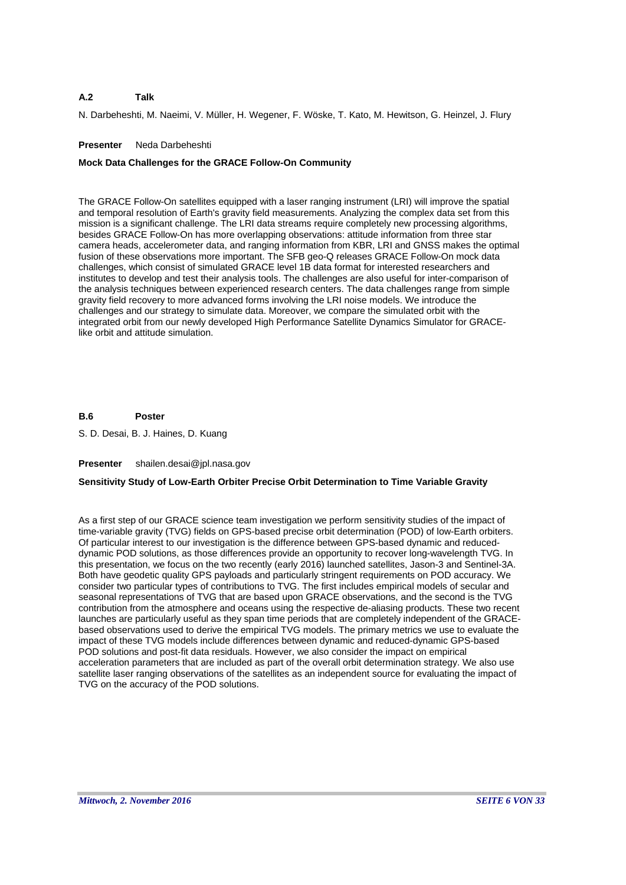**A.2 Talk**

N. Darbeheshti, M. Naeimi, V. Müller, H. Wegener, F. Wöske, T. Kato, M. Hewitson, G. Heinzel, J. Flury

**Presenter** Neda Darbeheshti

**Mock Data Challenges for the GRACE Follow-On Community**

The GRACE Follow-On satellites equipped with a laser ranging instrument (LRI) will improve the spatial and temporal resolution of Earth's gravity field measurements. Analyzing the complex data set from this mission is a significant challenge. The LRI data streams require completely new processing algorithms, besides GRACE Follow-On has more overlapping observations: attitude information from three star camera heads, accelerometer data, and ranging information from KBR, LRI and GNSS makes the optimal fusion of these observations more important. The SFB geo-Q releases GRACE Follow-On mock data challenges, which consist of simulated GRACE level 1B data format for interested researchers and institutes to develop and test their analysis tools. The challenges are also useful for inter-comparison of the analysis techniques between experienced research centers. The data challenges range from simple gravity field recovery to more advanced forms involving the LRI noise models. We introduce the challenges and our strategy to simulate data. Moreover, we compare the simulated orbit with the integrated orbit from our newly developed High Performance Satellite Dynamics Simulator for GRACE-like orbit and attitude simulation.

**B.6 Poster**

S. D. Desai, B. J. Haines, D. Kuang

**Presenter** shailen.desai@jpl.nasa.gov

**Sensitivity Study of Low-Earth Orbiter Precise Orbit Determination to Time Variable Gravity**

As a first step of our GRACE science team investigation we perform sensitivity studies of the impact of time-variable gravity (TVG) fields on GPS-based precise orbit determination (POD) of low-Earth orbiters. Of particular interest to our investigation is the difference between GPS-based dynamic and reduced-dynamic POD solutions, as those differences provide an opportunity to recover long-wavelength TVG. In this presentation, we focus on the two recently (early 2016) launched satellites, Jason-3 and Sentinel-3A. Both have geodetic quality GPS payloads and particularly stringent requirements on POD accuracy. We consider two particular types of contributions to TVG. The first includes empirical models of secular and seasonal representations of TVG that are based upon GRACE observations, and the second is the TVG contribution from the atmosphere and oceans using the respective de-aliasing products. These two recent launches are particularly useful as they span time periods that are completely independent of the GRACE-based observations used to derive the empirical TVG models. The primary metrics we use to evaluate the impact of these TVG models include differences between dynamic and reduced-dynamic GPS-based POD solutions and post-fit data residuals. However, we also consider the impact on empirical acceleration parameters that are included as part of the overall orbit determination strategy. We also use satellite laser ranging observations of the satellites as an independent source for evaluating the impact of TVG on the accuracy of the POD solutions.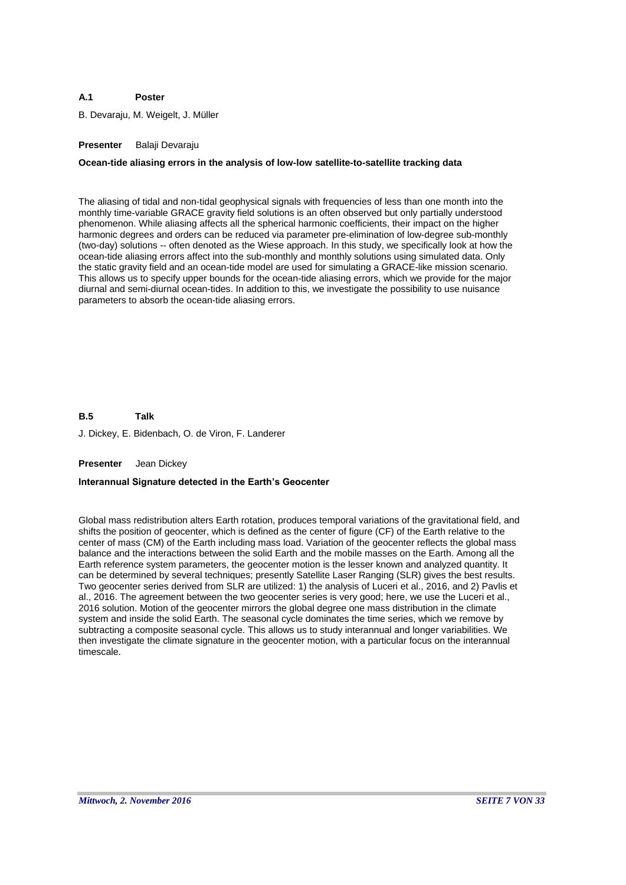**A.1 Poster**

B. Devaraju, M. Weigelt, J. Müller

**Presenter** Balaji Devaraju

**Ocean-tide aliasing errors in the analysis of low-low satellite-to-satellite tracking data**

The aliasing of tidal and non-tidal geophysical signals with frequencies of less than one month into the monthly time-variable GRACE gravity field solutions is an often observed but only partially understood phenomenon. While aliasing affects all the spherical harmonic coefficients, their impact on the higher harmonic degrees and orders can be reduced via parameter pre-elimination of low-degree sub-monthly (two-day) solutions -- often denoted as the Wiese approach. In this study, we specifically look at how the ocean-tide aliasing errors affect into the sub-monthly and monthly solutions using simulated data. Only the static gravity field and an ocean-tide model are used for simulating a GRACE-like mission scenario. This allows us to specify upper bounds for the ocean-tide aliasing errors, which we provide for the major diurnal and semi-diurnal ocean-tides. In addition to this, we investigate the possibility to use nuisance parameters to absorb the ocean-tide aliasing errors.

**B.5 Talk**

J. Dickey, E. Bidenbach, O. de Viron, F. Landerer

**Presenter** Jean Dickey

**Interannual Signature detected in the Earth's Geocenter**

Global mass redistribution alters Earth rotation, produces temporal variations of the gravitational field, and shifts the position of geocenter, which is defined as the center of figure (CF) of the Earth relative to the center of mass (CM) of the Earth including mass load. Variation of the geocenter reflects the global mass balance and the interactions between the solid Earth and the mobile masses on the Earth. Among all the Earth reference system parameters, the geocenter motion is the lesser known and analyzed quantity. It can be determined by several techniques; presently Satellite Laser Ranging (SLR) gives the best results. Two geocenter series derived from SLR are utilized: 1) the analysis of Luceri et al., 2016, and 2) Pavlis et al., 2016. The agreement between the two geocenter series is very good; here, we use the Luceri et al., 2016 solution. Motion of the geocenter mirrors the global degree one mass distribution in the climate system and inside the solid Earth. The seasonal cycle dominates the time series, which we remove by subtracting a composite seasonal cycle. This allows us to study interannual and longer variabilities. We then investigate the climate signature in the geocenter motion, with a particular focus on the interannual timescale.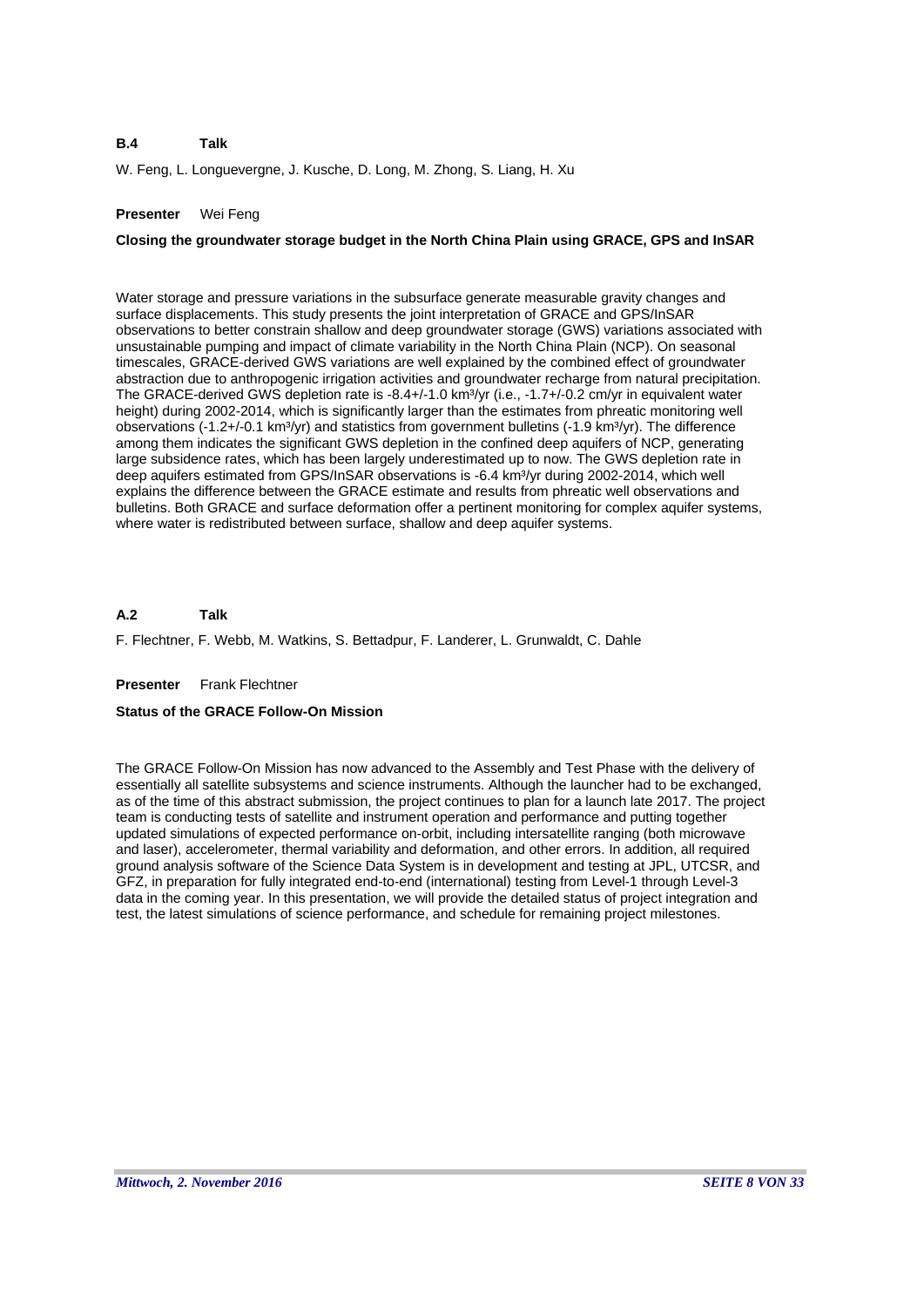**B.4 Talk**

W. Feng, L. Longuevergne, J. Kusche, D. Long, M. Zhong, S. Liang, H. Xu

**Presenter** Wei Feng

**Closing the groundwater storage budget in the North China Plain using GRACE, GPS and InSAR**

Water storage and pressure variations in the subsurface generate measurable gravity changes and surface displacements. This study presents the joint interpretation of GRACE and GPS/InSAR observations to better constrain shallow and deep groundwater storage (GWS) variations associated with unsustainable pumping and impact of climate variability in the North China Plain (NCP). On seasonal timescales, GRACE-derived GWS variations are well explained by the combined effect of groundwater abstraction due to anthropogenic irrigation activities and groundwater recharge from natural precipitation. The GRACE-derived GWS depletion rate is -8.4+/-1.0 km³/yr (i.e., -1.7+/-0.2 cm/yr in equivalent water height) during 2002-2014, which is significantly larger than the estimates from phreatic monitoring well observations (-1.2+/-0.1 km³/yr) and statistics from government bulletins (-1.9 km³/yr). The difference among them indicates the significant GWS depletion in the confined deep aquifers of NCP, generating large subsidence rates, which has been largely underestimated up to now. The GWS depletion rate in deep aquifers estimated from GPS/InSAR observations is -6.4 km³/yr during 2002-2014, which well explains the difference between the GRACE estimate and results from phreatic well observations and bulletins. Both GRACE and surface deformation offer a pertinent monitoring for complex aquifer systems, where water is redistributed between surface, shallow and deep aquifer systems.

**A.2 Talk**

F. Flechtner, F. Webb, M. Watkins, S. Bettadpur, F. Landerer, L. Grunwaldt, C. Dahle

**Presenter** Frank Flechtner

**Status of the GRACE Follow-On Mission**

The GRACE Follow-On Mission has now advanced to the Assembly and Test Phase with the delivery of essentially all satellite subsystems and science instruments. Although the launcher had to be exchanged, as of the time of this abstract submission, the project continues to plan for a launch late 2017. The project team is conducting tests of satellite and instrument operation and performance and putting together updated simulations of expected performance on-orbit, including intersatellite ranging (both microwave and laser), accelerometer, thermal variability and deformation, and other errors. In addition, all required ground analysis software of the Science Data System is in development and testing at JPL, UTCSR, and GFZ, in preparation for fully integrated end-to-end (international) testing from Level-1 through Level-3 data in the coming year. In this presentation, we will provide the detailed status of project integration and test, the latest simulations of science performance, and schedule for remaining project milestones.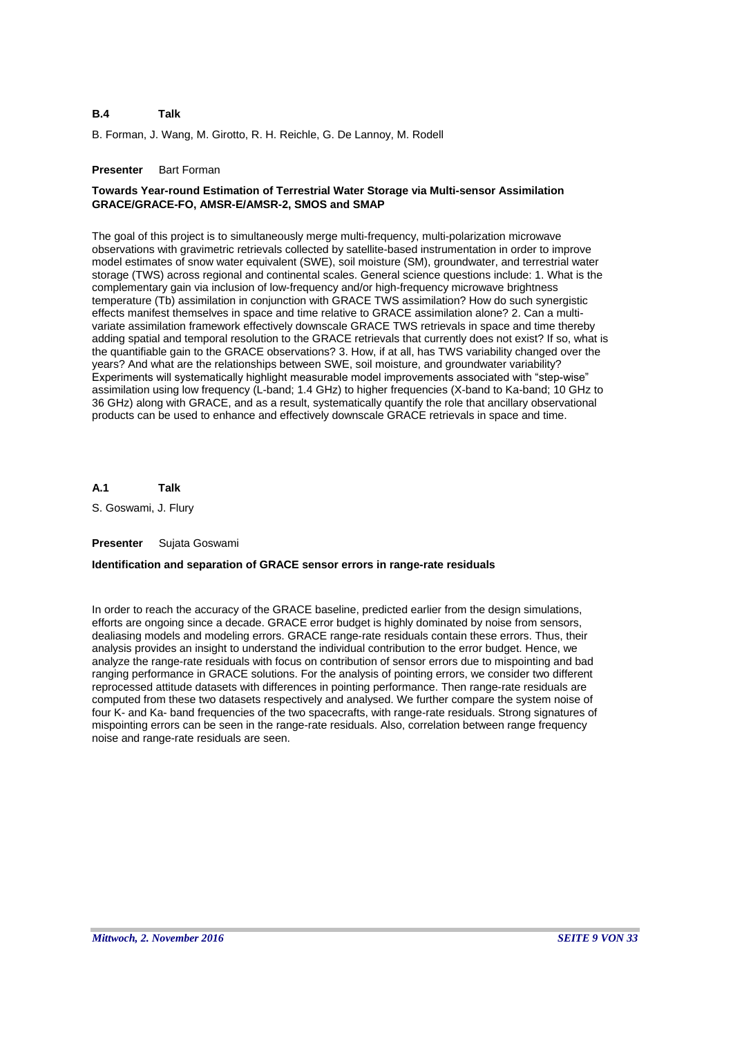**B.4 Talk**

B. Forman, J. Wang, M. Girotto, R. H. Reichle, G. De Lannoy, M. Rodell

**Presenter** Bart Forman

**Towards Year-round Estimation of Terrestrial Water Storage via Multi-sensor Assimilation GRACE/GRACE-FO, AMSR-E/AMSR-2, SMOS and SMAP**

The goal of this project is to simultaneously merge multi-frequency, multi-polarization microwave observations with gravimetric retrievals collected by satellite-based instrumentation in order to improve model estimates of snow water equivalent (SWE), soil moisture (SM), groundwater, and terrestrial water storage (TWS) across regional and continental scales. General science questions include: 1. What is the complementary gain via inclusion of low-frequency and/or high-frequency microwave brightness temperature (Tb) assimilation in conjunction with GRACE TWS assimilation? How do such synergistic effects manifest themselves in space and time relative to GRACE assimilation alone? 2. Can a multi-variate assimilation framework effectively downscale GRACE TWS retrievals in space and time thereby adding spatial and temporal resolution to the GRACE retrievals that currently does not exist? If so, what is the quantifiable gain to the GRACE observations? 3. How, if at all, has TWS variability changed over the years? And what are the relationships between SWE, soil moisture, and groundwater variability? Experiments will systematically highlight measurable model improvements associated with "step-wise" assimilation using low frequency (L-band; 1.4 GHz) to higher frequencies (X-band to Ka-band; 10 GHz to 36 GHz) along with GRACE, and as a result, systematically quantify the role that ancillary observational products can be used to enhance and effectively downscale GRACE retrievals in space and time.

**A.1 Talk**

S. Goswami, J. Flury

**Presenter** Sujata Goswami

**Identification and separation of GRACE sensor errors in range-rate residuals**

In order to reach the accuracy of the GRACE baseline, predicted earlier from the design simulations, efforts are ongoing since a decade. GRACE error budget is highly dominated by noise from sensors, dealiasing models and modeling errors. GRACE range-rate residuals contain these errors. Thus, their analysis provides an insight to understand the individual contribution to the error budget. Hence, we analyze the range-rate residuals with focus on contribution of sensor errors due to mispointing and bad ranging performance in GRACE solutions. For the analysis of pointing errors, we consider two different reprocessed attitude datasets with differences in pointing performance. Then range-rate residuals are computed from these two datasets respectively and analysed. We further compare the system noise of four K- and Ka- band frequencies of the two spacecrafts, with range-rate residuals. Strong signatures of mispointing errors can be seen in the range-rate residuals. Also, correlation between range frequency noise and range-rate residuals are seen.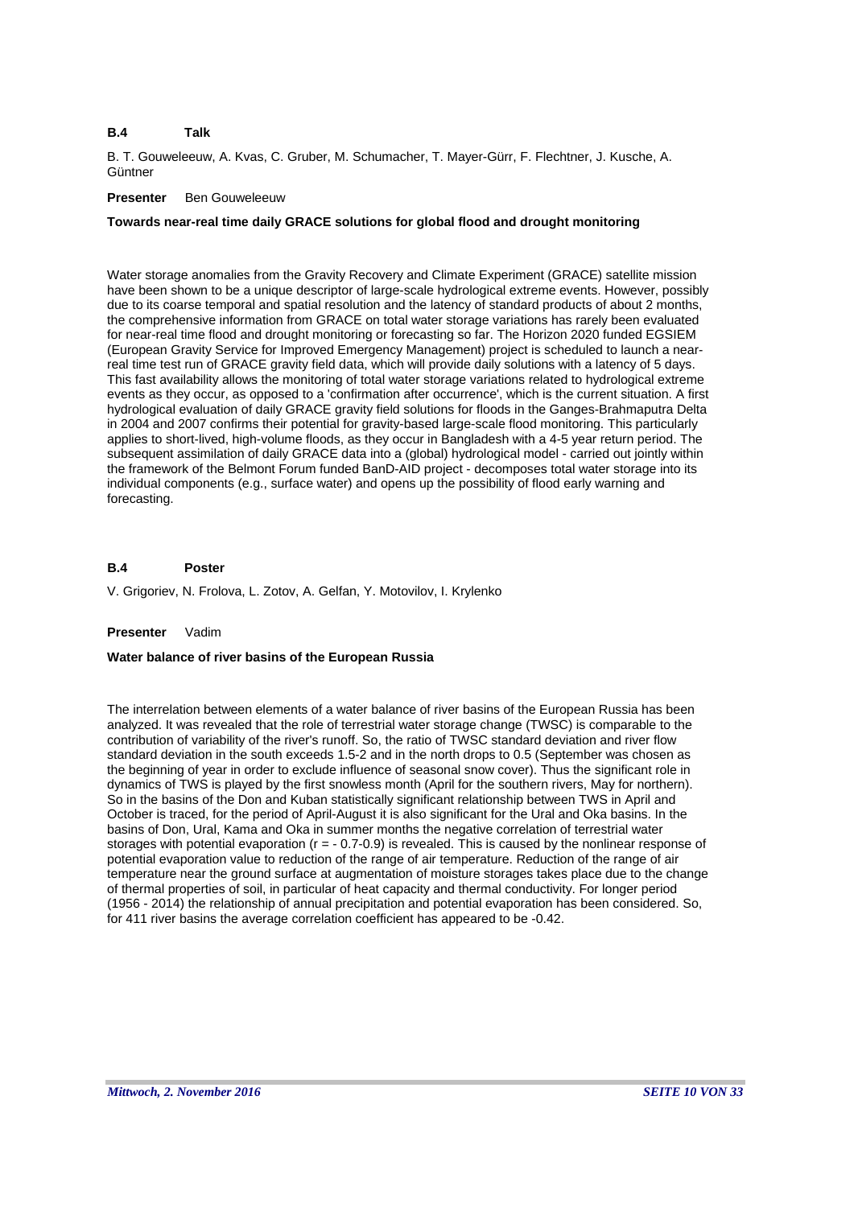**B.4 Talk**

B. T. Gouweleeuw, A. Kvas, C. Gruber, M. Schumacher, T. Mayer-Gürr, F. Flechtner, J. Kusche, A. Güntner

**Presenter** Ben Gouweleeuw

**Towards near-real time daily GRACE solutions for global flood and drought monitoring**

Water storage anomalies from the Gravity Recovery and Climate Experiment (GRACE) satellite mission have been shown to be a unique descriptor of large-scale hydrological extreme events. However, possibly due to its coarse temporal and spatial resolution and the latency of standard products of about 2 months, the comprehensive information from GRACE on total water storage variations has rarely been evaluated for near-real time flood and drought monitoring or forecasting so far. The Horizon 2020 funded EGSIEM (European Gravity Service for Improved Emergency Management) project is scheduled to launch a near-real time test run of GRACE gravity field data, which will provide daily solutions with a latency of 5 days. This fast availability allows the monitoring of total water storage variations related to hydrological extreme events as they occur, as opposed to a 'confirmation after occurrence', which is the current situation. A first hydrological evaluation of daily GRACE gravity field solutions for floods in the Ganges-Brahmaputra Delta in 2004 and 2007 confirms their potential for gravity-based large-scale flood monitoring. This particularly applies to short-lived, high-volume floods, as they occur in Bangladesh with a 4-5 year return period. The subsequent assimilation of daily GRACE data into a (global) hydrological model - carried out jointly within the framework of the Belmont Forum funded BanD-AID project - decomposes total water storage into its individual components (e.g., surface water) and opens up the possibility of flood early warning and forecasting.

**B.4 Poster**

V. Grigoriev, N. Frolova, L. Zotov, A. Gelfan, Y. Motovilov, I. Krylenko

**Presenter** Vadim

**Water balance of river basins of the European Russia**

The interrelation between elements of a water balance of river basins of the European Russia has been analyzed. It was revealed that the role of terrestrial water storage change (TWSC) is comparable to the contribution of variability of the river's runoff. So, the ratio of TWSC standard deviation and river flow standard deviation in the south exceeds 1.5-2 and in the north drops to 0.5 (September was chosen as the beginning of year in order to exclude influence of seasonal snow cover). Thus the significant role in dynamics of TWS is played by the first snowless month (April for the southern rivers, May for northern). So in the basins of the Don and Kuban statistically significant relationship between TWS in April and October is traced, for the period of April-August it is also significant for the Ural and Oka basins. In the basins of Don, Ural, Kama and Oka in summer months the negative correlation of terrestrial water storages with potential evaporation ($r = -0.7$-$0.9$) is revealed. This is caused by the nonlinear response of potential evaporation value to reduction of the range of air temperature. Reduction of the range of air temperature near the ground surface at augmentation of moisture storages takes place due to the change of thermal properties of soil, in particular of heat capacity and thermal conductivity. For longer period (1956 - 2014) the relationship of annual precipitation and potential evaporation has been considered. So, for 411 river basins the average correlation coefficient has appeared to be -0.42.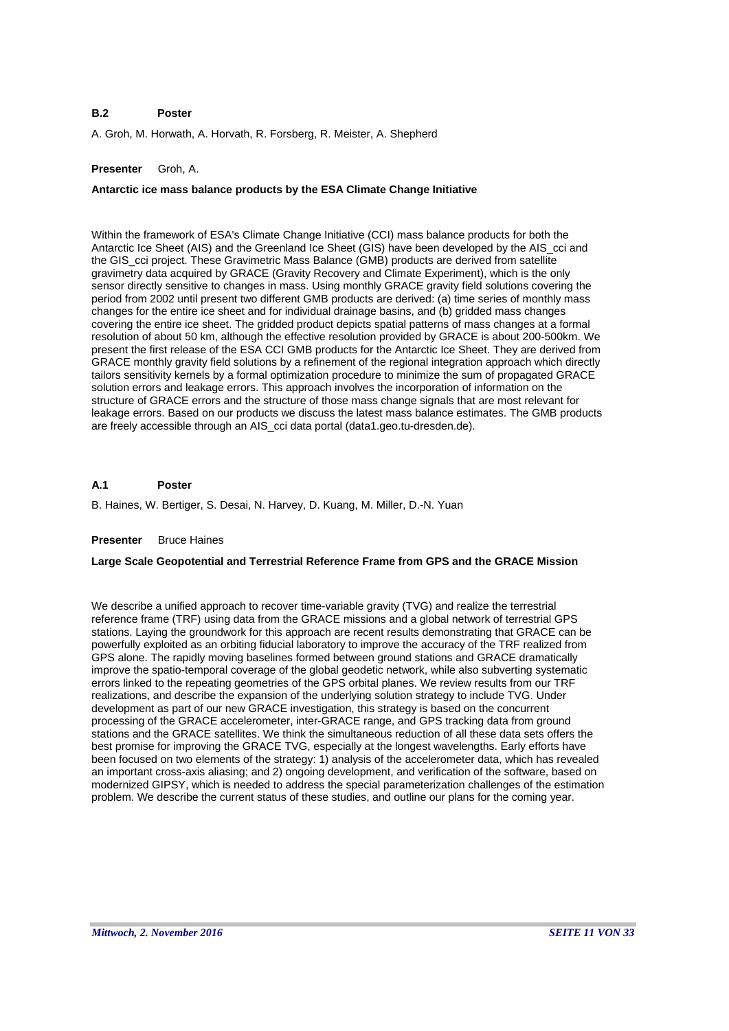**B.2 Poster**

A. Groh, M. Horwath, A. Horvath, R. Forsberg, R. Meister, A. Shepherd

**Presenter** Groh, A.

**Antarctic ice mass balance products by the ESA Climate Change Initiative**

Within the framework of ESA's Climate Change Initiative (CCI) mass balance products for both the Antarctic Ice Sheet (AIS) and the Greenland Ice Sheet (GIS) have been developed by the AIS_cci and the GIS_cci project. These Gravimetric Mass Balance (GMB) products are derived from satellite gravimetry data acquired by GRACE (Gravity Recovery and Climate Experiment), which is the only sensor directly sensitive to changes in mass. Using monthly GRACE gravity field solutions covering the period from 2002 until present two different GMB products are derived: (a) time series of monthly mass changes for the entire ice sheet and for individual drainage basins, and (b) gridded mass changes covering the entire ice sheet. The gridded product depicts spatial patterns of mass changes at a formal resolution of about 50 km, although the effective resolution provided by GRACE is about 200-500km. We present the first release of the ESA CCI GMB products for the Antarctic Ice Sheet. They are derived from GRACE monthly gravity field solutions by a refinement of the regional integration approach which directly tailors sensitivity kernels by a formal optimization procedure to minimize the sum of propagated GRACE solution errors and leakage errors. This approach involves the incorporation of information on the structure of GRACE errors and the structure of those mass change signals that are most relevant for leakage errors. Based on our products we discuss the latest mass balance estimates. The GMB products are freely accessible through an AIS_cci data portal (data1.geo.tu-dresden.de).

**A.1 Poster**

B. Haines, W. Bertiger, S. Desai, N. Harvey, D. Kuang, M. Miller, D.-N. Yuan

**Presenter** Bruce Haines

**Large Scale Geopotential and Terrestrial Reference Frame from GPS and the GRACE Mission**

We describe a unified approach to recover time-variable gravity (TVG) and realize the terrestrial reference frame (TRF) using data from the GRACE missions and a global network of terrestrial GPS stations. Laying the groundwork for this approach are recent results demonstrating that GRACE can be powerfully exploited as an orbiting fiducial laboratory to improve the accuracy of the TRF realized from GPS alone. The rapidly moving baselines formed between ground stations and GRACE dramatically improve the spatio-temporal coverage of the global geodetic network, while also subverting systematic errors linked to the repeating geometries of the GPS orbital planes. We review results from our TRF realizations, and describe the expansion of the underlying solution strategy to include TVG. Under development as part of our new GRACE investigation, this strategy is based on the concurrent processing of the GRACE accelerometer, inter-GRACE range, and GPS tracking data from ground stations and the GRACE satellites. We think the simultaneous reduction of all these data sets offers the best promise for improving the GRACE TVG, especially at the longest wavelengths. Early efforts have been focused on two elements of the strategy: 1) analysis of the accelerometer data, which has revealed an important cross-axis aliasing; and 2) ongoing development, and verification of the software, based on modernized GIPSY, which is needed to address the special parameterization challenges of the estimation problem. We describe the current status of these studies, and outline our plans for the coming year.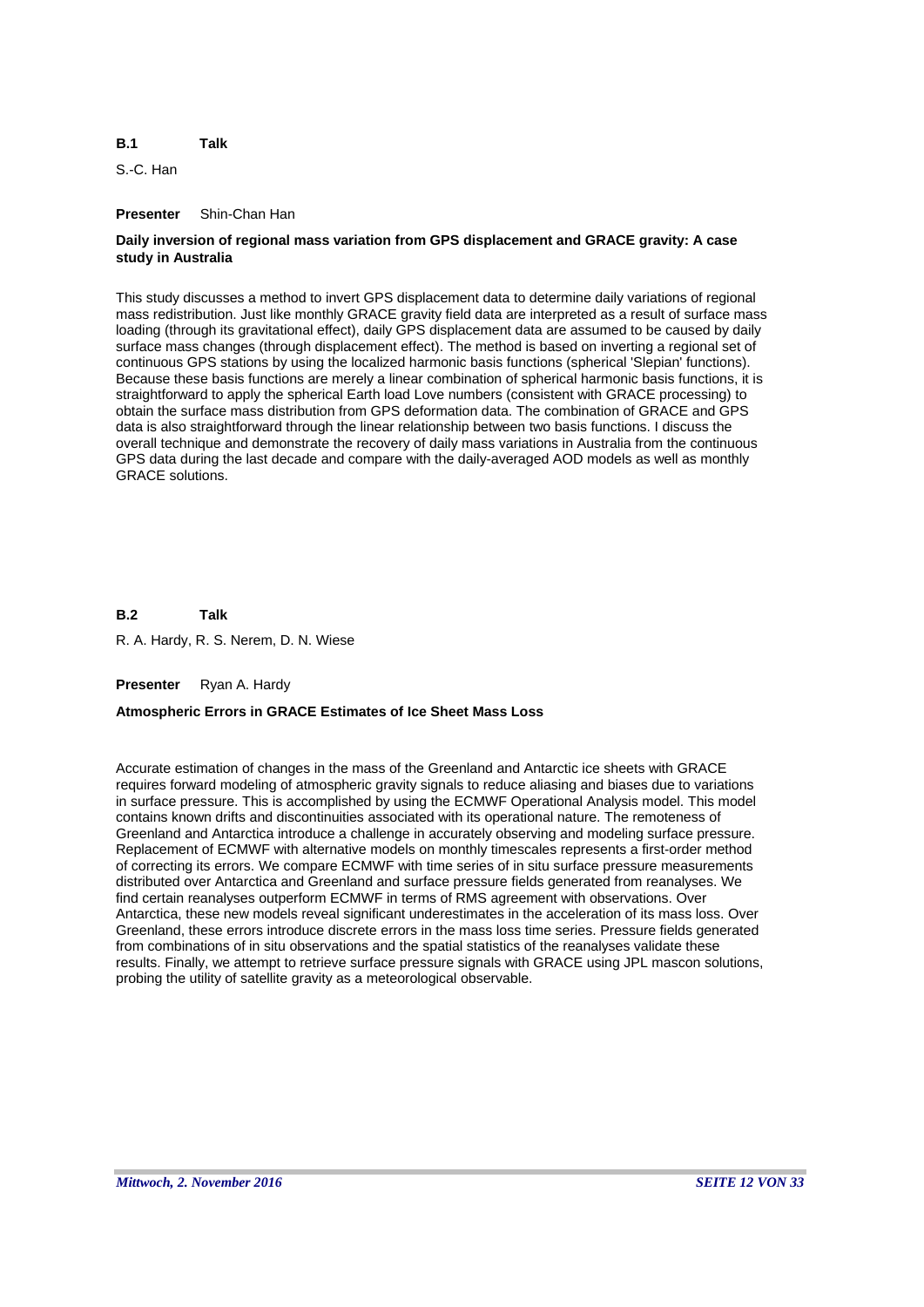**B.1 Talk**

S.-C. Han

**Presenter** Shin-Chan Han

**Daily inversion of regional mass variation from GPS displacement and GRACE gravity: A case study in Australia**

This study discusses a method to invert GPS displacement data to determine daily variations of regional mass redistribution. Just like monthly GRACE gravity field data are interpreted as a result of surface mass loading (through its gravitational effect), daily GPS displacement data are assumed to be caused by daily surface mass changes (through displacement effect). The method is based on inverting a regional set of continuous GPS stations by using the localized harmonic basis functions (spherical 'Slepian' functions). Because these basis functions are merely a linear combination of spherical harmonic basis functions, it is straightforward to apply the spherical Earth load Love numbers (consistent with GRACE processing) to obtain the surface mass distribution from GPS deformation data. The combination of GRACE and GPS data is also straightforward through the linear relationship between two basis functions. I discuss the overall technique and demonstrate the recovery of daily mass variations in Australia from the continuous GPS data during the last decade and compare with the daily-averaged AOD models as well as monthly GRACE solutions.

**B.2 Talk**

R. A. Hardy, R. S. Nerem, D. N. Wiese

**Presenter** Ryan A. Hardy

**Atmospheric Errors in GRACE Estimates of Ice Sheet Mass Loss**

Accurate estimation of changes in the mass of the Greenland and Antarctic ice sheets with GRACE requires forward modeling of atmospheric gravity signals to reduce aliasing and biases due to variations in surface pressure. This is accomplished by using the ECMWF Operational Analysis model. This model contains known drifts and discontinuities associated with its operational nature. The remoteness of Greenland and Antarctica introduce a challenge in accurately observing and modeling surface pressure. Replacement of ECMWF with alternative models on monthly timescales represents a first-order method of correcting its errors. We compare ECMWF with time series of in situ surface pressure measurements distributed over Antarctica and Greenland and surface pressure fields generated from reanalyses. We find certain reanalyses outperform ECMWF in terms of RMS agreement with observations. Over Antarctica, these new models reveal significant underestimates in the acceleration of its mass loss. Over Greenland, these errors introduce discrete errors in the mass loss time series. Pressure fields generated from combinations of in situ observations and the spatial statistics of the reanalyses validate these results. Finally, we attempt to retrieve surface pressure signals with GRACE using JPL mascon solutions, probing the utility of satellite gravity as a meteorological observable.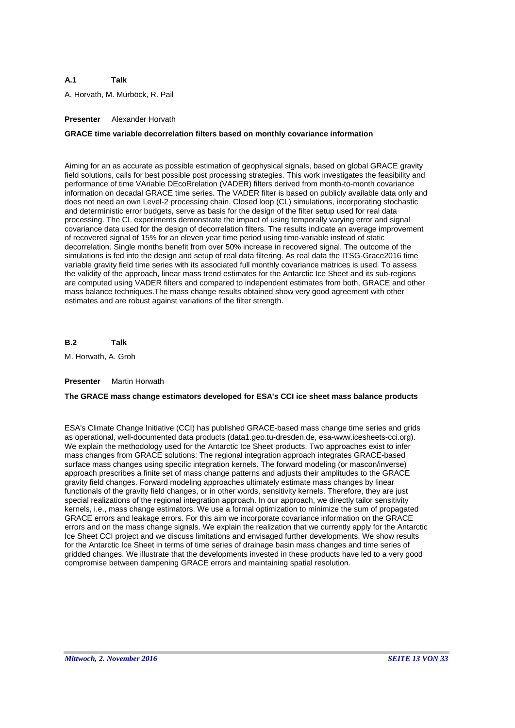**A.1 Talk**

A. Horvath, M. Murböck, R. Pail

**Presenter** Alexander Horvath

**GRACE time variable decorrelation filters based on monthly covariance information**

Aiming for an as accurate as possible estimation of geophysical signals, based on global GRACE gravity field solutions, calls for best possible post processing strategies. This work investigates the feasibility and performance of time VAriable DEcoRrelation (VADER) filters derived from month-to-month covariance information on decadal GRACE time series. The VADER filter is based on publicly available data only and does not need an own Level-2 processing chain. Closed loop (CL) simulations, incorporating stochastic and deterministic error budgets, serve as basis for the design of the filter setup used for real data processing. The CL experiments demonstrate the impact of using temporally varying error and signal covariance data used for the design of decorrelation filters. The results indicate an average improvement of recovered signal of 15% for an eleven year time period using time-variable instead of static decorrelation. Single months benefit from over 50% increase in recovered signal. The outcome of the simulations is fed into the design and setup of real data filtering. As real data the ITSG-Grace2016 time variable gravity field time series with its associated full monthly covariance matrices is used. To assess the validity of the approach, linear mass trend estimates for the Antarctic Ice Sheet and its sub-regions are computed using VADER filters and compared to independent estimates from both, GRACE and other mass balance techniques.The mass change results obtained show very good agreement with other estimates and are robust against variations of the filter strength.

**B.2 Talk**

M. Horwath, A. Groh

**Presenter** Martin Horwath

**The GRACE mass change estimators developed for ESA's CCI ice sheet mass balance products**

ESA's Climate Change Initiative (CCI) has published GRACE-based mass change time series and grids as operational, well-documented data products (data1.geo.tu-dresden.de, esa-www.icesheets-cci.org). We explain the methodology used for the Antarctic Ice Sheet products. Two approaches exist to infer mass changes from GRACE solutions: The regional integration approach integrates GRACE-based surface mass changes using specific integration kernels. The forward modeling (or mascon/inverse) approach prescribes a finite set of mass change patterns and adjusts their amplitudes to the GRACE gravity field changes. Forward modeling approaches ultimately estimate mass changes by linear functionals of the gravity field changes, or in other words, sensitivity kernels. Therefore, they are just special realizations of the regional integration approach. In our approach, we directly tailor sensitivity kernels, i.e., mass change estimators. We use a formal optimization to minimize the sum of propagated GRACE errors and leakage errors. For this aim we incorporate covariance information on the GRACE errors and on the mass change signals. We explain the realization that we currently apply for the Antarctic Ice Sheet CCI project and we discuss limitations and envisaged further developments. We show results for the Antarctic Ice Sheet in terms of time series of drainage basin mass changes and time series of gridded changes. We illustrate that the developments invested in these products have led to a very good compromise between dampening GRACE errors and maintaining spatial resolution.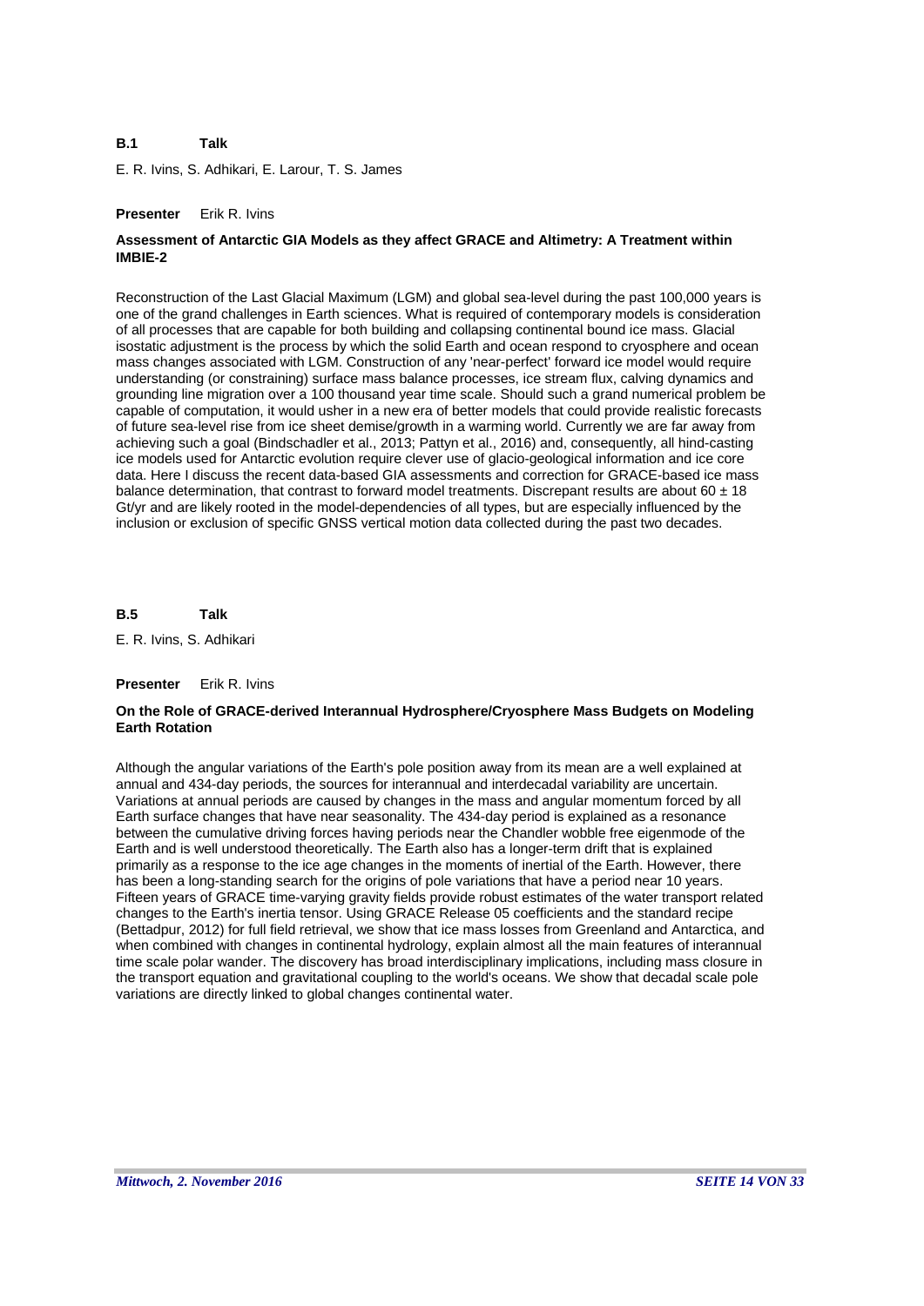**B.1 Talk**

E. R. Ivins, S. Adhikari, E. Larour, T. S. James

**Presenter** Erik R. Ivins

**Assessment of Antarctic GIA Models as they affect GRACE and Altimetry: A Treatment within IMBIE-2**

Reconstruction of the Last Glacial Maximum (LGM) and global sea-level during the past 100,000 years is one of the grand challenges in Earth sciences. What is required of contemporary models is consideration of all processes that are capable for both building and collapsing continental bound ice mass. Glacial isostatic adjustment is the process by which the solid Earth and ocean respond to cryosphere and ocean mass changes associated with LGM. Construction of any 'near-perfect' forward ice model would require understanding (or constraining) surface mass balance processes, ice stream flux, calving dynamics and grounding line migration over a 100 thousand year time scale. Should such a grand numerical problem be capable of computation, it would usher in a new era of better models that could provide realistic forecasts of future sea-level rise from ice sheet demise/growth in a warming world. Currently we are far away from achieving such a goal (Bindschadler et al., 2013; Pattyn et al., 2016) and, consequently, all hind-casting ice models used for Antarctic evolution require clever use of glacio-geological information and ice core data. Here I discuss the recent data-based GIA assessments and correction for GRACE-based ice mass balance determination, that contrast to forward model treatments. Discrepant results are about $60 \pm 18$ Gt/yr and are likely rooted in the model-dependencies of all types, but are especially influenced by the inclusion or exclusion of specific GNSS vertical motion data collected during the past two decades.

**B.5 Talk**

E. R. Ivins, S. Adhikari

**Presenter** Erik R. Ivins

**On the Role of GRACE-derived Interannual Hydrosphere/Cryosphere Mass Budgets on Modeling Earth Rotation**

Although the angular variations of the Earth's pole position away from its mean are a well explained at annual and 434-day periods, the sources for interannual and interdecadal variability are uncertain. Variations at annual periods are caused by changes in the mass and angular momentum forced by all Earth surface changes that have near seasonality. The 434-day period is explained as a resonance between the cumulative driving forces having periods near the Chandler wobble free eigenmode of the Earth and is well understood theoretically. The Earth also has a longer-term drift that is explained primarily as a response to the ice age changes in the moments of inertial of the Earth. However, there has been a long-standing search for the origins of pole variations that have a period near 10 years. Fifteen years of GRACE time-varying gravity fields provide robust estimates of the water transport related changes to the Earth's inertia tensor. Using GRACE Release 05 coefficients and the standard recipe (Bettadpur, 2012) for full field retrieval, we show that ice mass losses from Greenland and Antarctica, and when combined with changes in continental hydrology, explain almost all the main features of interannual time scale polar wander. The discovery has broad interdisciplinary implications, including mass closure in the transport equation and gravitational coupling to the world's oceans. We show that decadal scale pole variations are directly linked to global changes continental water.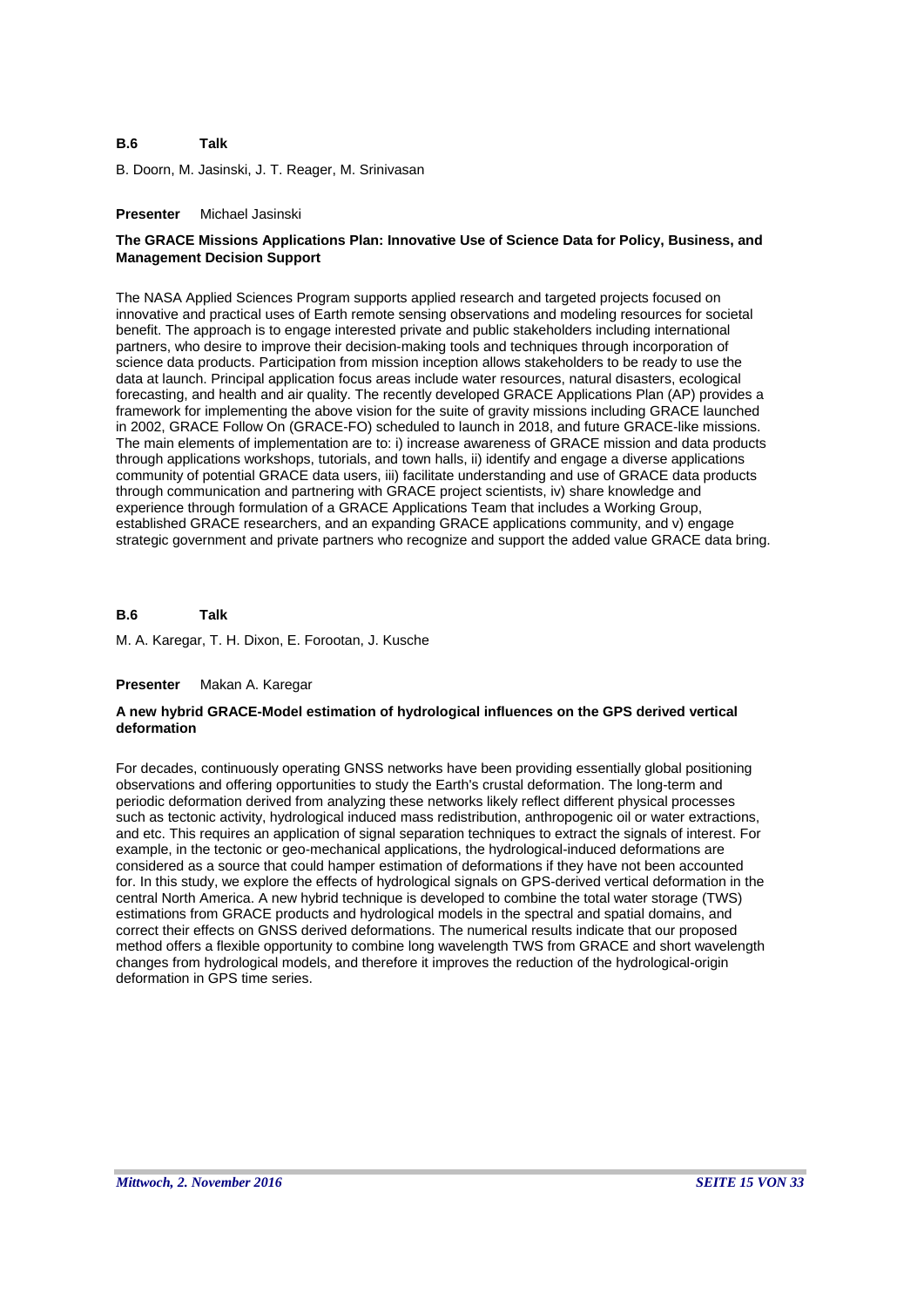**B.6 Talk**

B. Doorn, M. Jasinski, J. T. Reager, M. Srinivasan

**Presenter** Michael Jasinski

**The GRACE Missions Applications Plan: Innovative Use of Science Data for Policy, Business, and Management Decision Support**

The NASA Applied Sciences Program supports applied research and targeted projects focused on innovative and practical uses of Earth remote sensing observations and modeling resources for societal benefit. The approach is to engage interested private and public stakeholders including international partners, who desire to improve their decision-making tools and techniques through incorporation of science data products. Participation from mission inception allows stakeholders to be ready to use the data at launch. Principal application focus areas include water resources, natural disasters, ecological forecasting, and health and air quality. The recently developed GRACE Applications Plan (AP) provides a framework for implementing the above vision for the suite of gravity missions including GRACE launched in 2002, GRACE Follow On (GRACE-FO) scheduled to launch in 2018, and future GRACE-like missions. The main elements of implementation are to: i) increase awareness of GRACE mission and data products through applications workshops, tutorials, and town halls, ii) identify and engage a diverse applications community of potential GRACE data users, iii) facilitate understanding and use of GRACE data products through communication and partnering with GRACE project scientists, iv) share knowledge and experience through formulation of a GRACE Applications Team that includes a Working Group, established GRACE researchers, and an expanding GRACE applications community, and v) engage strategic government and private partners who recognize and support the added value GRACE data bring.

**B.6 Talk**

M. A. Karegar, T. H. Dixon, E. Forootan, J. Kusche

**Presenter** Makan A. Karegar

**A new hybrid GRACE-Model estimation of hydrological influences on the GPS derived vertical deformation**

For decades, continuously operating GNSS networks have been providing essentially global positioning observations and offering opportunities to study the Earth's crustal deformation. The long-term and periodic deformation derived from analyzing these networks likely reflect different physical processes such as tectonic activity, hydrological induced mass redistribution, anthropogenic oil or water extractions, and etc. This requires an application of signal separation techniques to extract the signals of interest. For example, in the tectonic or geo-mechanical applications, the hydrological-induced deformations are considered as a source that could hamper estimation of deformations if they have not been accounted for. In this study, we explore the effects of hydrological signals on GPS-derived vertical deformation in the central North America. A new hybrid technique is developed to combine the total water storage (TWS) estimations from GRACE products and hydrological models in the spectral and spatial domains, and correct their effects on GNSS derived deformations. The numerical results indicate that our proposed method offers a flexible opportunity to combine long wavelength TWS from GRACE and short wavelength changes from hydrological models, and therefore it improves the reduction of the hydrological-origin deformation in GPS time series.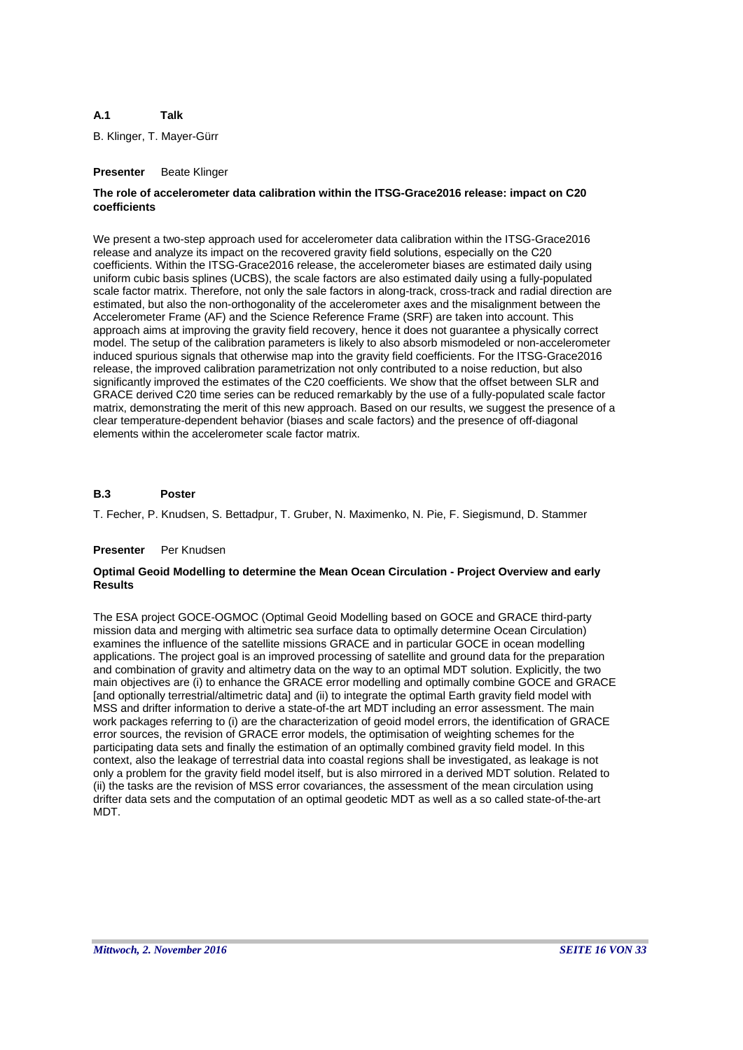**A.1 Talk**

B. Klinger, T. Mayer-Gürr

**Presenter** Beate Klinger

**The role of accelerometer data calibration within the ITSG-Grace2016 release: impact on C20 coefficients**

We present a two-step approach used for accelerometer data calibration within the ITSG-Grace2016 release and analyze its impact on the recovered gravity field solutions, especially on the C20 coefficients. Within the ITSG-Grace2016 release, the accelerometer biases are estimated daily using uniform cubic basis splines (UCBS), the scale factors are also estimated daily using a fully-populated scale factor matrix. Therefore, not only the sale factors in along-track, cross-track and radial direction are estimated, but also the non-orthogonality of the accelerometer axes and the misalignment between the Accelerometer Frame (AF) and the Science Reference Frame (SRF) are taken into account. This approach aims at improving the gravity field recovery, hence it does not guarantee a physically correct model. The setup of the calibration parameters is likely to also absorb mismodeled or non-accelerometer induced spurious signals that otherwise map into the gravity field coefficients. For the ITSG-Grace2016 release, the improved calibration parametrization not only contributed to a noise reduction, but also significantly improved the estimates of the C20 coefficients. We show that the offset between SLR and GRACE derived C20 time series can be reduced remarkably by the use of a fully-populated scale factor matrix, demonstrating the merit of this new approach. Based on our results, we suggest the presence of a clear temperature-dependent behavior (biases and scale factors) and the presence of off-diagonal elements within the accelerometer scale factor matrix.

**B.3 Poster**

T. Fecher, P. Knudsen, S. Bettadpur, T. Gruber, N. Maximenko, N. Pie, F. Siegismund, D. Stammer

**Presenter** Per Knudsen

**Optimal Geoid Modelling to determine the Mean Ocean Circulation - Project Overview and early Results**

The ESA project GOCE-OGMOC (Optimal Geoid Modelling based on GOCE and GRACE third-party mission data and merging with altimetric sea surface data to optimally determine Ocean Circulation) examines the influence of the satellite missions GRACE and in particular GOCE in ocean modelling applications. The project goal is an improved processing of satellite and ground data for the preparation and combination of gravity and altimetry data on the way to an optimal MDT solution. Explicitly, the two main objectives are (i) to enhance the GRACE error modelling and optimally combine GOCE and GRACE [and optionally terrestrial/altimetric data] and (ii) to integrate the optimal Earth gravity field model with MSS and drifter information to derive a state-of-the art MDT including an error assessment. The main work packages referring to (i) are the characterization of geoid model errors, the identification of GRACE error sources, the revision of GRACE error models, the optimisation of weighting schemes for the participating data sets and finally the estimation of an optimally combined gravity field model. In this context, also the leakage of terrestrial data into coastal regions shall be investigated, as leakage is not only a problem for the gravity field model itself, but is also mirrored in a derived MDT solution. Related to (ii) the tasks are the revision of MSS error covariances, the assessment of the mean circulation using drifter data sets and the computation of an optimal geodetic MDT as well as a so called state-of-the-art MDT.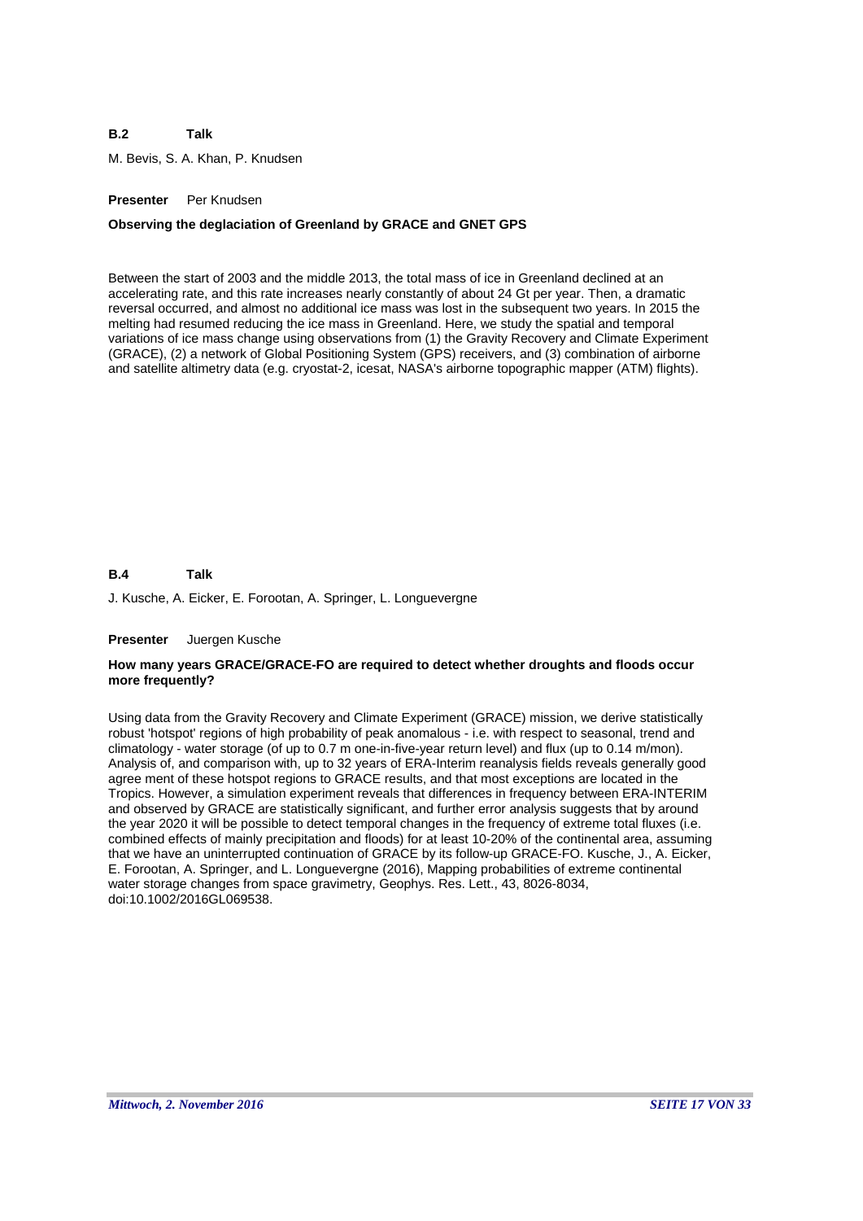**B.2** **Talk**

M. Bevis, S. A. Khan, P. Knudsen

**Presenter** Per Knudsen

**Observing the deglaciation of Greenland by GRACE and GNET GPS**

Between the start of 2003 and the middle 2013, the total mass of ice in Greenland declined at an accelerating rate, and this rate increases nearly constantly of about 24 Gt per year. Then, a dramatic reversal occurred, and almost no additional ice mass was lost in the subsequent two years. In 2015 the melting had resumed reducing the ice mass in Greenland. Here, we study the spatial and temporal variations of ice mass change using observations from (1) the Gravity Recovery and Climate Experiment (GRACE), (2) a network of Global Positioning System (GPS) receivers, and (3) combination of airborne and satellite altimetry data (e.g. cryostat-2, icesat, NASA's airborne topographic mapper (ATM) flights).

**B.4** **Talk**

J. Kusche, A. Eicker, E. Forootan, A. Springer, L. Longuevergne

**Presenter** Juergen Kusche

**How many years GRACE/GRACE-FO are required to detect whether droughts and floods occur more frequently?**

Using data from the Gravity Recovery and Climate Experiment (GRACE) mission, we derive statistically robust 'hotspot' regions of high probability of peak anomalous - i.e. with respect to seasonal, trend and climatology - water storage (of up to 0.7 m one-in-five-year return level) and flux (up to 0.14 m/mon). Analysis of, and comparison with, up to 32 years of ERA-Interim reanalysis fields reveals generally good agree ment of these hotspot regions to GRACE results, and that most exceptions are located in the Tropics. However, a simulation experiment reveals that differences in frequency between ERA-INTERIM and observed by GRACE are statistically significant, and further error analysis suggests that by around the year 2020 it will be possible to detect temporal changes in the frequency of extreme total fluxes (i.e. combined effects of mainly precipitation and floods) for at least 10-20% of the continental area, assuming that we have an uninterrupted continuation of GRACE by its follow-up GRACE-FO. Kusche, J., A. Eicker, E. Forootan, A. Springer, and L. Longuevergne (2016), Mapping probabilities of extreme continental water storage changes from space gravimetry, Geophys. Res. Lett., 43, 8026-8034, doi:10.1002/2016GL069538.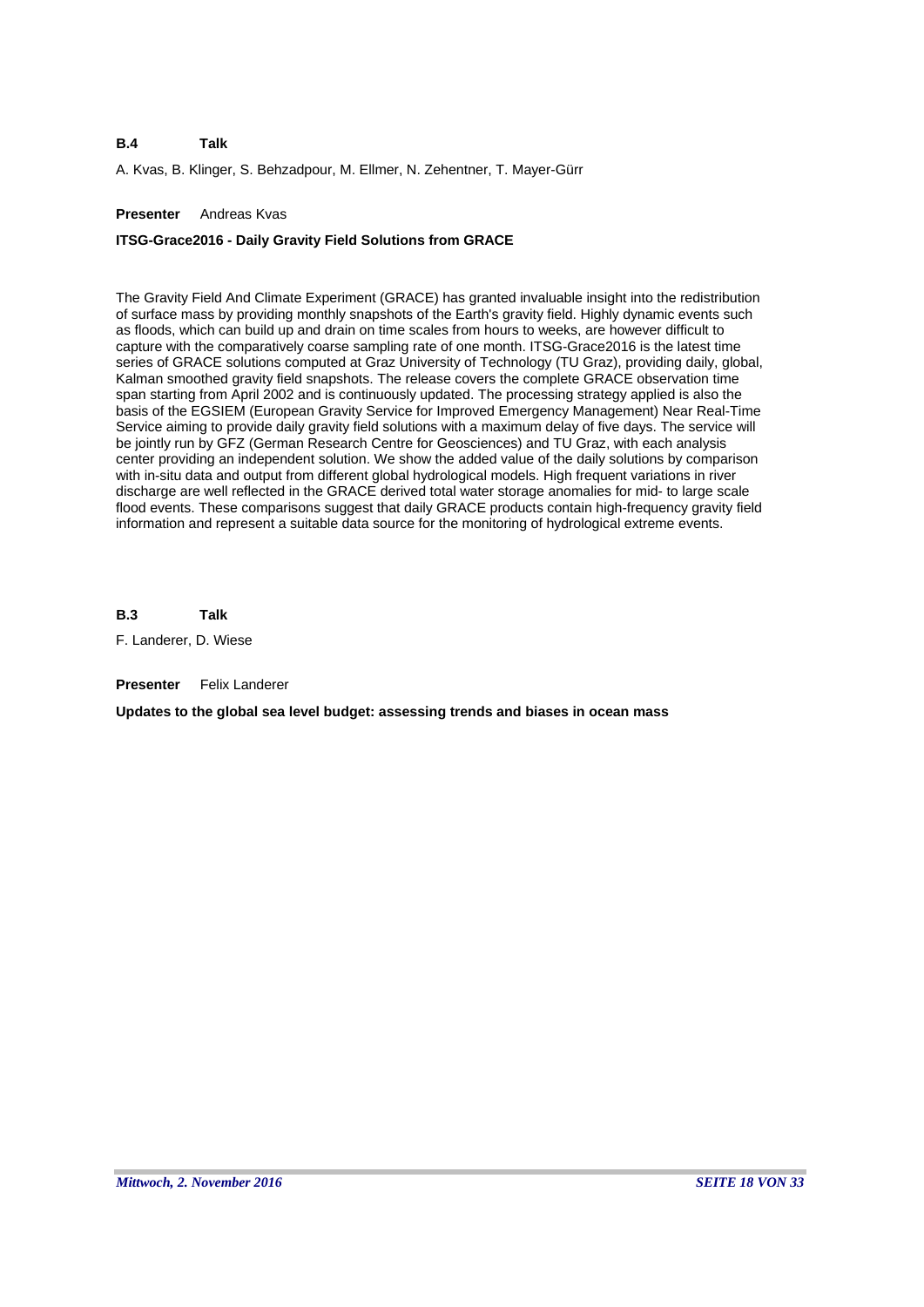**B.4 Talk**

A. Kvas, B. Klinger, S. Behzadpour, M. Ellmer, N. Zehentner, T. Mayer-Gürr

**Presenter** Andreas Kvas

**ITSG-Grace2016 - Daily Gravity Field Solutions from GRACE**

The Gravity Field And Climate Experiment (GRACE) has granted invaluable insight into the redistribution of surface mass by providing monthly snapshots of the Earth's gravity field. Highly dynamic events such as floods, which can build up and drain on time scales from hours to weeks, are however difficult to capture with the comparatively coarse sampling rate of one month. ITSG-Grace2016 is the latest time series of GRACE solutions computed at Graz University of Technology (TU Graz), providing daily, global, Kalman smoothed gravity field snapshots. The release covers the complete GRACE observation time span starting from April 2002 and is continuously updated. The processing strategy applied is also the basis of the EGSIEM (European Gravity Service for Improved Emergency Management) Near Real-Time Service aiming to provide daily gravity field solutions with a maximum delay of five days. The service will be jointly run by GFZ (German Research Centre for Geosciences) and TU Graz, with each analysis center providing an independent solution. We show the added value of the daily solutions by comparison with in-situ data and output from different global hydrological models. High frequent variations in river discharge are well reflected in the GRACE derived total water storage anomalies for mid- to large scale flood events. These comparisons suggest that daily GRACE products contain high-frequency gravity field information and represent a suitable data source for the monitoring of hydrological extreme events.

**B.3 Talk**

F. Landerer, D. Wiese

**Presenter** Felix Landerer

**Updates to the global sea level budget: assessing trends and biases in ocean mass**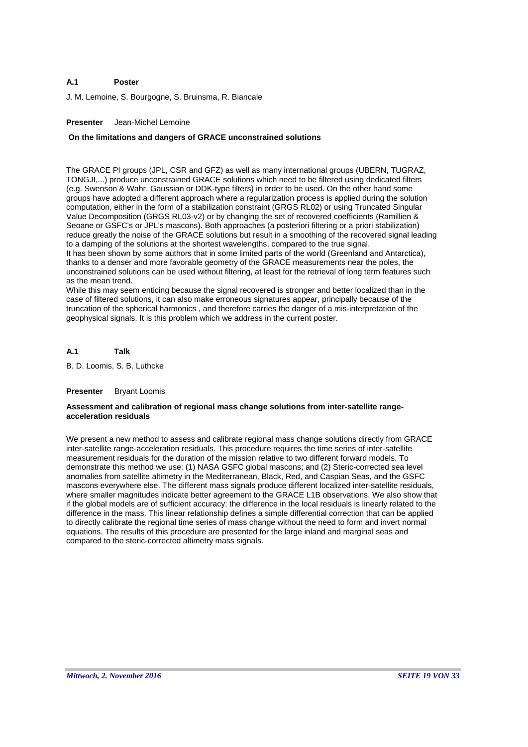**A.1 Poster**

J. M. Lemoine, S. Bourgogne, S. Bruinsma, R. Biancale

**Presenter** Jean-Michel Lemoine

**On the limitations and dangers of GRACE unconstrained solutions**

The GRACE PI groups (JPL, CSR and GFZ) as well as many international groups (UBERN, TUGRAZ, TONGJI,...) produce unconstrained GRACE solutions which need to be filtered using dedicated filters (e.g. Swenson & Wahr, Gaussian or DDK-type filters) in order to be used. On the other hand some groups have adopted a different approach where a regularization process is applied during the solution computation, either in the form of a stabilization constraint (GRGS RL02) or using Truncated Singular Value Decomposition (GRGS RL03-v2) or by changing the set of recovered coefficients (Ramillien & Seoane or GSFC's or JPL's mascons). Both approaches (a posteriori filtering or a priori stabilization) reduce greatly the noise of the GRACE solutions but result in a smoothing of the recovered signal leading to a damping of the solutions at the shortest wavelengths, compared to the true signal.
It has been shown by some authors that in some limited parts of the world (Greenland and Antarctica), thanks to a denser and more favorable geometry of the GRACE measurements near the poles, the unconstrained solutions can be used without filtering, at least for the retrieval of long term features such as the mean trend.
While this may seem enticing because the signal recovered is stronger and better localized than in the case of filtered solutions, it can also make erroneous signatures appear, principally because of the truncation of the spherical harmonics , and therefore carries the danger of a mis-interpretation of the geophysical signals. It is this problem which we address in the current poster.

**A.1 Talk**

B. D. Loomis, S. B. Luthcke

**Presenter** Bryant Loomis

**Assessment and calibration of regional mass change solutions from inter-satellite range-acceleration residuals**

We present a new method to assess and calibrate regional mass change solutions directly from GRACE inter-satellite range-acceleration residuals. This procedure requires the time series of inter-satellite measurement residuals for the duration of the mission relative to two different forward models. To demonstrate this method we use: (1) NASA GSFC global mascons; and (2) Steric-corrected sea level anomalies from satellite altimetry in the Mediterranean, Black, Red, and Caspian Seas, and the GSFC mascons everywhere else. The different mass signals produce different localized inter-satellite residuals, where smaller magnitudes indicate better agreement to the GRACE L1B observations. We also show that if the global models are of sufficient accuracy; the difference in the local residuals is linearly related to the difference in the mass. This linear relationship defines a simple differential correction that can be applied to directly calibrate the regional time series of mass change without the need to form and invert normal equations. The results of this procedure are presented for the large inland and marginal seas and compared to the steric-corrected altimetry mass signals.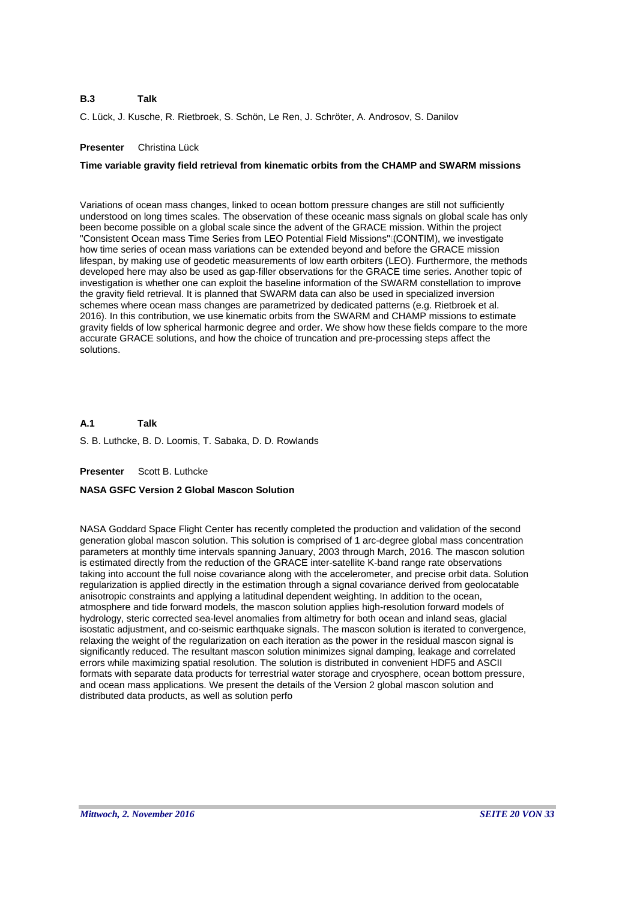**B.3 Talk**

C. Lück, J. Kusche, R. Rietbroek, S. Schön, Le Ren, J. Schröter, A. Androsov, S. Danilov

**Presenter** Christina Lück

**Time variable gravity field retrieval from kinematic orbits from the CHAMP and SWARM missions**

Variations of ocean mass changes, linked to ocean bottom pressure changes are still not sufficiently understood on long times scales. The observation of these oceanic mass signals on global scale has only been become possible on a global scale since the advent of the GRACE mission. Within the project "Consistent Ocean mass Time Series from LEO Potential Field Missions" (CONTIM), we investigate how time series of ocean mass variations can be extended beyond and before the GRACE mission lifespan, by making use of geodetic measurements of low earth orbiters (LEO). Furthermore, the methods developed here may also be used as gap-filler observations for the GRACE time series. Another topic of investigation is whether one can exploit the baseline information of the SWARM constellation to improve the gravity field retrieval. It is planned that SWARM data can also be used in specialized inversion schemes where ocean mass changes are parametrized by dedicated patterns (e.g. Rietbroek et al. 2016). In this contribution, we use kinematic orbits from the SWARM and CHAMP missions to estimate gravity fields of low spherical harmonic degree and order. We show how these fields compare to the more accurate GRACE solutions, and how the choice of truncation and pre-processing steps affect the solutions.

**A.1 Talk**

S. B. Luthcke, B. D. Loomis, T. Sabaka, D. D. Rowlands

**Presenter** Scott B. Luthcke

**NASA GSFC Version 2 Global Mascon Solution**

NASA Goddard Space Flight Center has recently completed the production and validation of the second generation global mascon solution. This solution is comprised of 1 arc-degree global mass concentration parameters at monthly time intervals spanning January, 2003 through March, 2016. The mascon solution is estimated directly from the reduction of the GRACE inter-satellite K-band range rate observations taking into account the full noise covariance along with the accelerometer, and precise orbit data. Solution regularization is applied directly in the estimation through a signal covariance derived from geolocatable anisotropic constraints and applying a latitudinal dependent weighting. In addition to the ocean, atmosphere and tide forward models, the mascon solution applies high-resolution forward models of hydrology, steric corrected sea-level anomalies from altimetry for both ocean and inland seas, glacial isostatic adjustment, and co-seismic earthquake signals. The mascon solution is iterated to convergence, relaxing the weight of the regularization on each iteration as the power in the residual mascon signal is significantly reduced. The resultant mascon solution minimizes signal damping, leakage and correlated errors while maximizing spatial resolution. The solution is distributed in convenient HDF5 and ASCII formats with separate data products for terrestrial water storage and cryosphere, ocean bottom pressure, and ocean mass applications. We present the details of the Version 2 global mascon solution and distributed data products, as well as solution perfo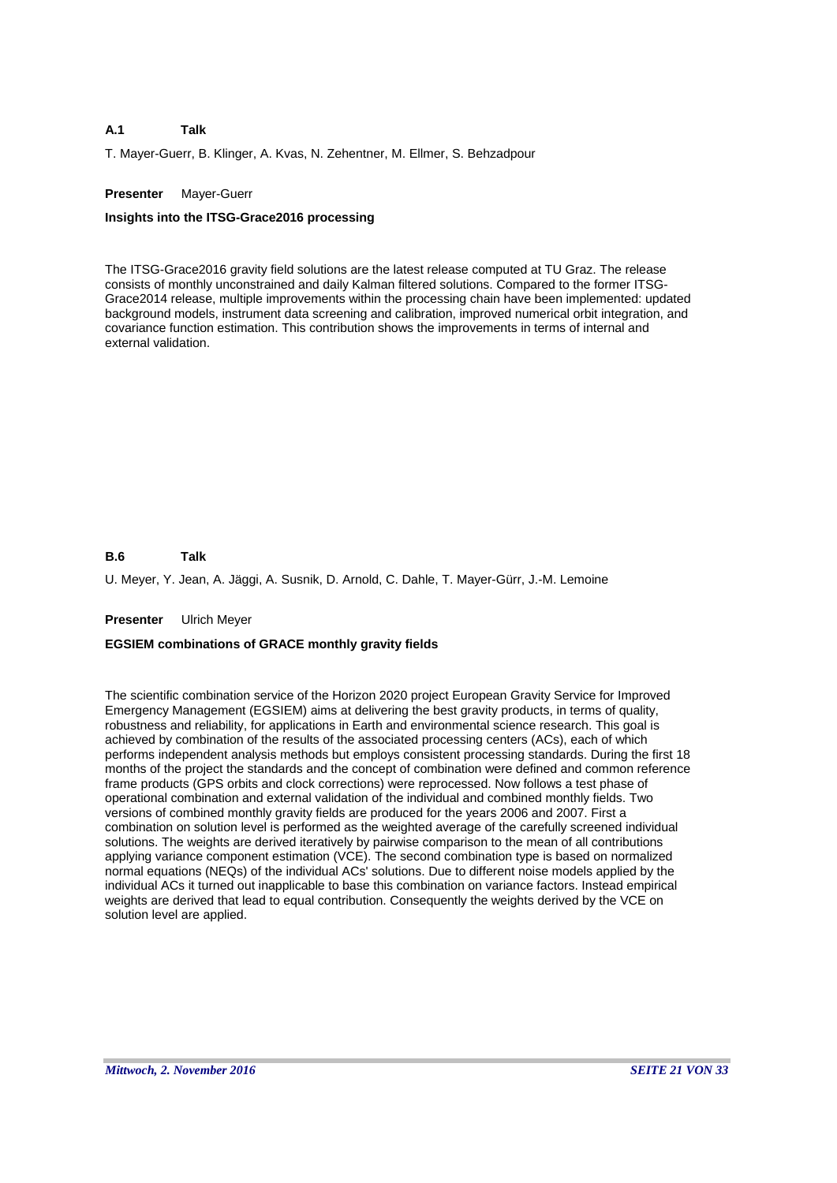**A.1 Talk**

T. Mayer-Guerr, B. Klinger, A. Kvas, N. Zehentner, M. Ellmer, S. Behzadpour

**Presenter** Mayer-Guerr

**Insights into the ITSG-Grace2016 processing**

The ITSG-Grace2016 gravity field solutions are the latest release computed at TU Graz. The release consists of monthly unconstrained and daily Kalman filtered solutions. Compared to the former ITSG-Grace2014 release, multiple improvements within the processing chain have been implemented: updated background models, instrument data screening and calibration, improved numerical orbit integration, and covariance function estimation. This contribution shows the improvements in terms of internal and external validation.

**B.6 Talk**

U. Meyer, Y. Jean, A. Jäggi, A. Susnik, D. Arnold, C. Dahle, T. Mayer-Gürr, J.-M. Lemoine

**Presenter** Ulrich Meyer

**EGSIEM combinations of GRACE monthly gravity fields**

The scientific combination service of the Horizon 2020 project European Gravity Service for Improved Emergency Management (EGSIEM) aims at delivering the best gravity products, in terms of quality, robustness and reliability, for applications in Earth and environmental science research. This goal is achieved by combination of the results of the associated processing centers (ACs), each of which performs independent analysis methods but employs consistent processing standards. During the first 18 months of the project the standards and the concept of combination were defined and common reference frame products (GPS orbits and clock corrections) were reprocessed. Now follows a test phase of operational combination and external validation of the individual and combined monthly fields. Two versions of combined monthly gravity fields are produced for the years 2006 and 2007. First a combination on solution level is performed as the weighted average of the carefully screened individual solutions. The weights are derived iteratively by pairwise comparison to the mean of all contributions applying variance component estimation (VCE). The second combination type is based on normalized normal equations (NEQs) of the individual ACs' solutions. Due to different noise models applied by the individual ACs it turned out inapplicable to base this combination on variance factors. Instead empirical weights are derived that lead to equal contribution. Consequently the weights derived by the VCE on solution level are applied.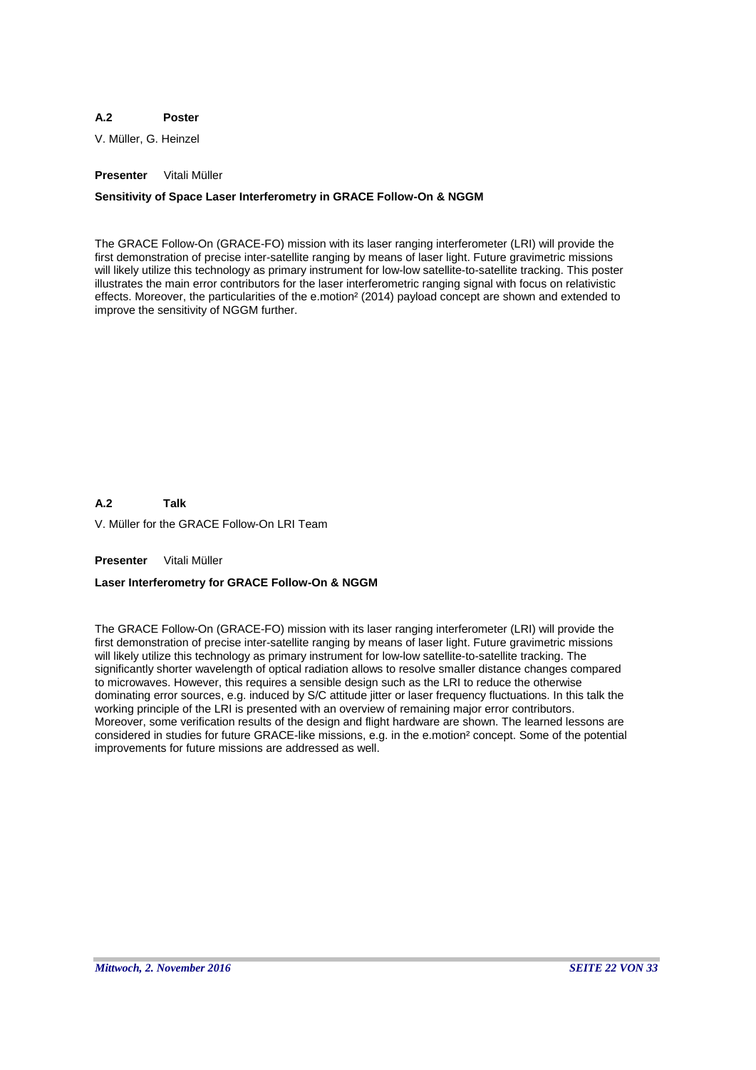**A.2 Poster**

V. Müller, G. Heinzel

**Presenter** Vitali Müller

**Sensitivity of Space Laser Interferometry in GRACE Follow-On & NGGM**

The GRACE Follow-On (GRACE-FO) mission with its laser ranging interferometer (LRI) will provide the first demonstration of precise inter-satellite ranging by means of laser light. Future gravimetric missions will likely utilize this technology as primary instrument for low-low satellite-to-satellite tracking. This poster illustrates the main error contributors for the laser interferometric ranging signal with focus on relativistic effects. Moreover, the particularities of the e.motion² (2014) payload concept are shown and extended to improve the sensitivity of NGGM further.

**A.2 Talk**

V. Müller for the GRACE Follow-On LRI Team

**Presenter** Vitali Müller

**Laser Interferometry for GRACE Follow-On & NGGM**

The GRACE Follow-On (GRACE-FO) mission with its laser ranging interferometer (LRI) will provide the first demonstration of precise inter-satellite ranging by means of laser light. Future gravimetric missions will likely utilize this technology as primary instrument for low-low satellite-to-satellite tracking. The significantly shorter wavelength of optical radiation allows to resolve smaller distance changes compared to microwaves. However, this requires a sensible design such as the LRI to reduce the otherwise dominating error sources, e.g. induced by S/C attitude jitter or laser frequency fluctuations. In this talk the working principle of the LRI is presented with an overview of remaining major error contributors. Moreover, some verification results of the design and flight hardware are shown. The learned lessons are considered in studies for future GRACE-like missions, e.g. in the e.motion² concept. Some of the potential improvements for future missions are addressed as well.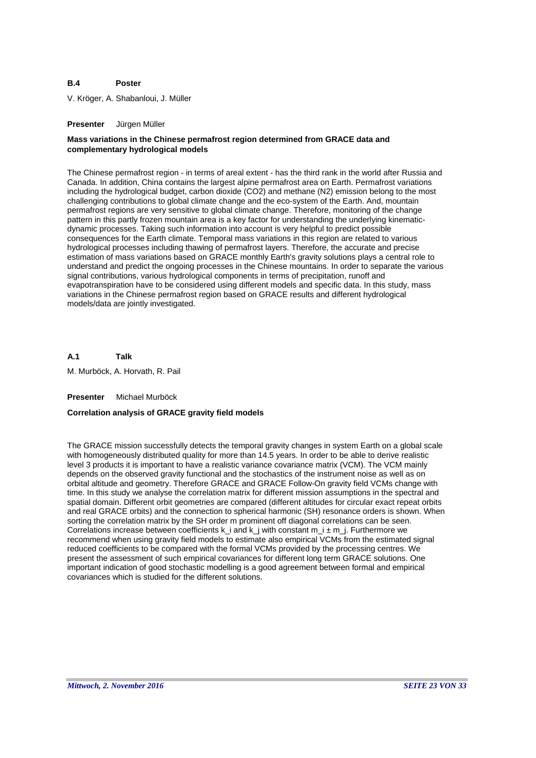**B.4 Poster**

V. Kröger, A. Shabanloui, J. Müller

**Presenter** Jürgen Müller

**Mass variations in the Chinese permafrost region determined from GRACE data and complementary hydrological models**

The Chinese permafrost region - in terms of areal extent - has the third rank in the world after Russia and Canada. In addition, China contains the largest alpine permafrost area on Earth. Permafrost variations including the hydrological budget, carbon dioxide ($CO_2$) and methane ($N_2$) emission belong to the most challenging contributions to global climate change and the eco-system of the Earth. And, mountain permafrost regions are very sensitive to global climate change. Therefore, monitoring of the change pattern in this partly frozen mountain area is a key factor for understanding the underlying kinematic-dynamic processes. Taking such information into account is very helpful to predict possible consequences for the Earth climate. Temporal mass variations in this region are related to various hydrological processes including thawing of permafrost layers. Therefore, the accurate and precise estimation of mass variations based on GRACE monthly Earth's gravity solutions plays a central role to understand and predict the ongoing processes in the Chinese mountains. In order to separate the various signal contributions, various hydrological components in terms of precipitation, runoff and evapotranspiration have to be considered using different models and specific data. In this study, mass variations in the Chinese permafrost region based on GRACE results and different hydrological models/data are jointly investigated.

**A.1 Talk**

M. Murböck, A. Horvath, R. Pail

**Presenter** Michael Murböck

**Correlation analysis of GRACE gravity field models**

The GRACE mission successfully detects the temporal gravity changes in system Earth on a global scale with homogeneously distributed quality for more than 14.5 years. In order to be able to derive realistic level 3 products it is important to have a realistic variance covariance matrix (VCM). The VCM mainly depends on the observed gravity functional and the stochastics of the instrument noise as well as on orbital altitude and geometry. Therefore GRACE and GRACE Follow-On gravity field VCMs change with time. In this study we analyse the correlation matrix for different mission assumptions in the spectral and spatial domain. Different orbit geometries are compared (different altitudes for circular exact repeat orbits and real GRACE orbits) and the connection to spherical harmonic (SH) resonance orders is shown. When sorting the correlation matrix by the SH order m prominent off diagonal correlations can be seen. Correlations increase between coefficients $k_i$ and $k_j$ with constant $m_i \pm m_j$. Furthermore we recommend when using gravity field models to estimate also empirical VCMs from the estimated signal reduced coefficients to be compared with the formal VCMs provided by the processing centres. We present the assessment of such empirical covariances for different long term GRACE solutions. One important indication of good stochastic modelling is a good agreement between formal and empirical covariances which is studied for the different solutions.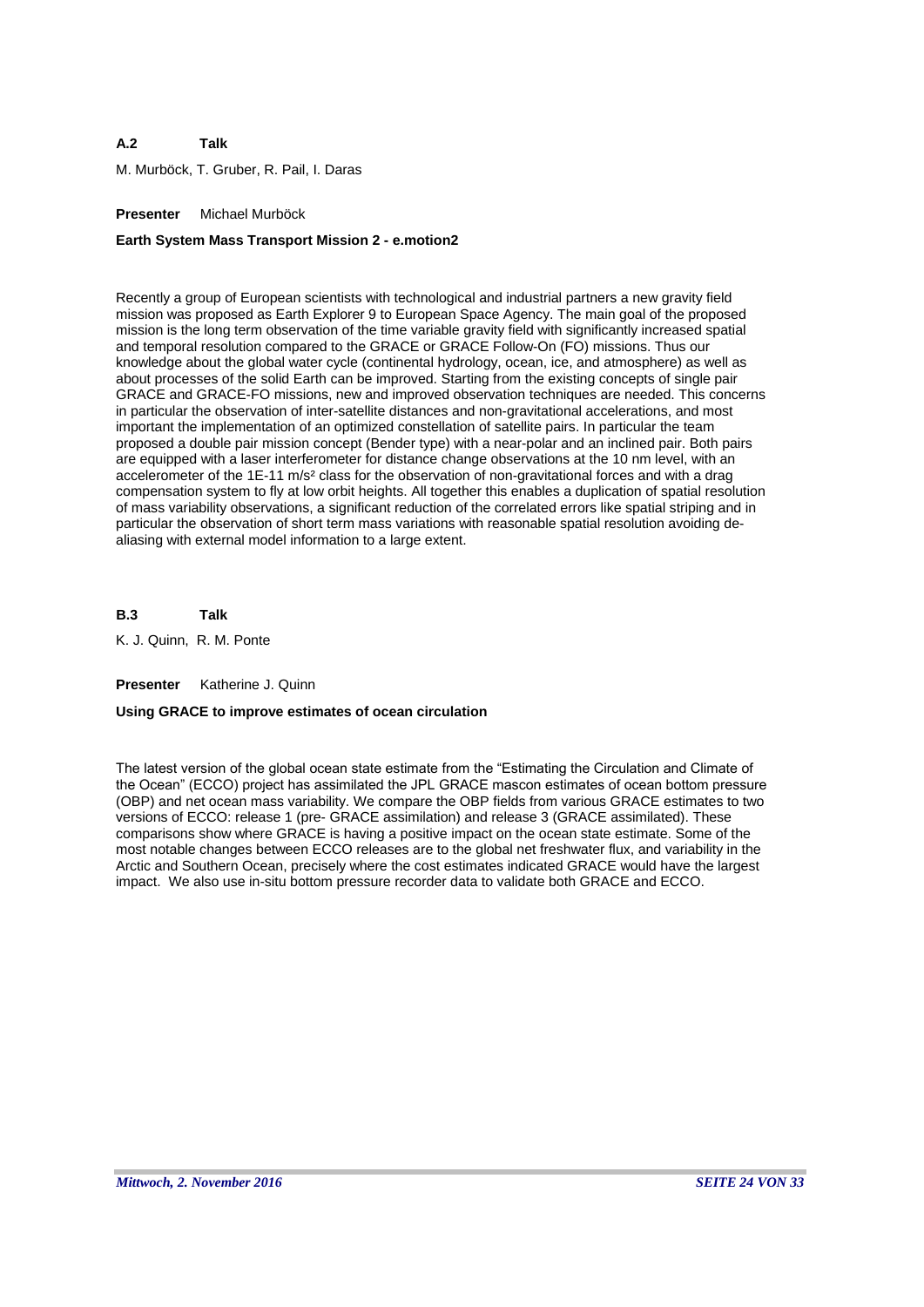**A.2 Talk**

M. Murböck, T. Gruber, R. Pail, I. Daras

**Presenter** Michael Murböck

**Earth System Mass Transport Mission 2 - e.motion2**

Recently a group of European scientists with technological and industrial partners a new gravity field mission was proposed as Earth Explorer 9 to European Space Agency. The main goal of the proposed mission is the long term observation of the time variable gravity field with significantly increased spatial and temporal resolution compared to the GRACE or GRACE Follow-On (FO) missions. Thus our knowledge about the global water cycle (continental hydrology, ocean, ice, and atmosphere) as well as about processes of the solid Earth can be improved. Starting from the existing concepts of single pair GRACE and GRACE-FO missions, new and improved observation techniques are needed. This concerns in particular the observation of inter-satellite distances and non-gravitational accelerations, and most important the implementation of an optimized constellation of satellite pairs. In particular the team proposed a double pair mission concept (Bender type) with a near-polar and an inclined pair. Both pairs are equipped with a laser interferometer for distance change observations at the 10 nm level, with an accelerometer of the 1E-11 $m/s^2$ class for the observation of non-gravitational forces and with a drag compensation system to fly at low orbit heights. All together this enables a duplication of spatial resolution of mass variability observations, a significant reduction of the correlated errors like spatial striping and in particular the observation of short term mass variations with reasonable spatial resolution avoiding de-aliasing with external model information to a large extent.

**B.3 Talk**

K. J. Quinn, R. M. Ponte

**Presenter** Katherine J. Quinn

**Using GRACE to improve estimates of ocean circulation**

The latest version of the global ocean state estimate from the "Estimating the Circulation and Climate of the Ocean" (ECCO) project has assimilated the JPL GRACE mascon estimates of ocean bottom pressure (OBP) and net ocean mass variability. We compare the OBP fields from various GRACE estimates to two versions of ECCO: release 1 (pre- GRACE assimilation) and release 3 (GRACE assimilated). These comparisons show where GRACE is having a positive impact on the ocean state estimate. Some of the most notable changes between ECCO releases are to the global net freshwater flux, and variability in the Arctic and Southern Ocean, precisely where the cost estimates indicated GRACE would have the largest impact. We also use in-situ bottom pressure recorder data to validate both GRACE and ECCO.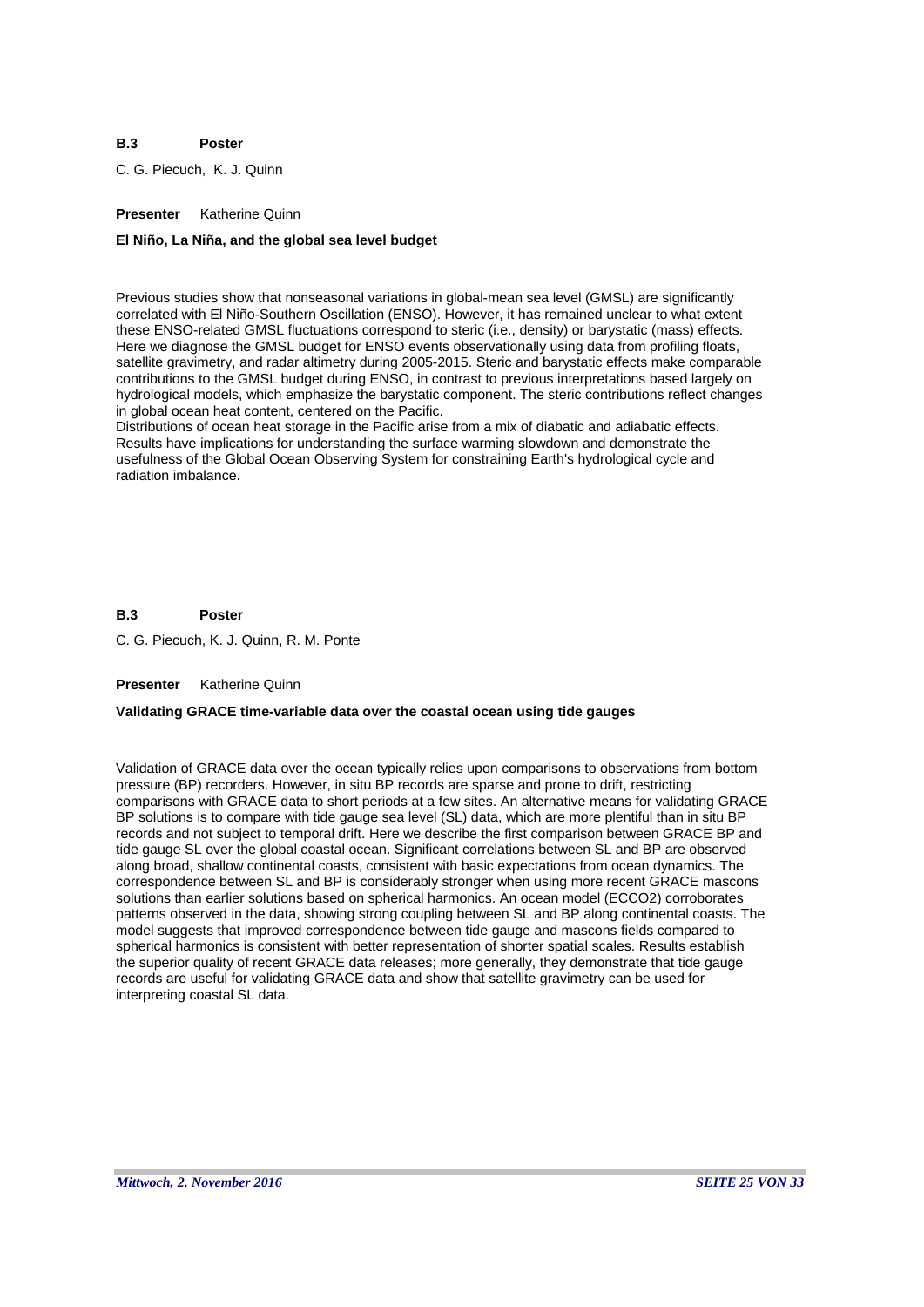**B.3 Poster**

C. G. Piecuch, K. J. Quinn

**Presenter** Katherine Quinn

**El Niño, La Niña, and the global sea level budget**

Previous studies show that nonseasonal variations in global-mean sea level (GMSL) are significantly correlated with El Niño-Southern Oscillation (ENSO). However, it has remained unclear to what extent these ENSO-related GMSL fluctuations correspond to steric (i.e., density) or barystatic (mass) effects. Here we diagnose the GMSL budget for ENSO events observationally using data from profiling floats, satellite gravimetry, and radar altimetry during 2005-2015. Steric and barystatic effects make comparable contributions to the GMSL budget during ENSO, in contrast to previous interpretations based largely on hydrological models, which emphasize the barystatic component. The steric contributions reflect changes in global ocean heat content, centered on the Pacific.
Distributions of ocean heat storage in the Pacific arise from a mix of diabatic and adiabatic effects. Results have implications for understanding the surface warming slowdown and demonstrate the usefulness of the Global Ocean Observing System for constraining Earth's hydrological cycle and radiation imbalance.

**B.3 Poster**

C. G. Piecuch, K. J. Quinn, R. M. Ponte

**Presenter** Katherine Quinn

**Validating GRACE time-variable data over the coastal ocean using tide gauges**

Validation of GRACE data over the ocean typically relies upon comparisons to observations from bottom pressure (BP) recorders. However, in situ BP records are sparse and prone to drift, restricting comparisons with GRACE data to short periods at a few sites. An alternative means for validating GRACE BP solutions is to compare with tide gauge sea level (SL) data, which are more plentiful than in situ BP records and not subject to temporal drift. Here we describe the first comparison between GRACE BP and tide gauge SL over the global coastal ocean. Significant correlations between SL and BP are observed along broad, shallow continental coasts, consistent with basic expectations from ocean dynamics. The correspondence between SL and BP is considerably stronger when using more recent GRACE mascons solutions than earlier solutions based on spherical harmonics. An ocean model (ECCO2) corroborates patterns observed in the data, showing strong coupling between SL and BP along continental coasts. The model suggests that improved correspondence between tide gauge and mascons fields compared to spherical harmonics is consistent with better representation of shorter spatial scales. Results establish the superior quality of recent GRACE data releases; more generally, they demonstrate that tide gauge records are useful for validating GRACE data and show that satellite gravimetry can be used for interpreting coastal SL data.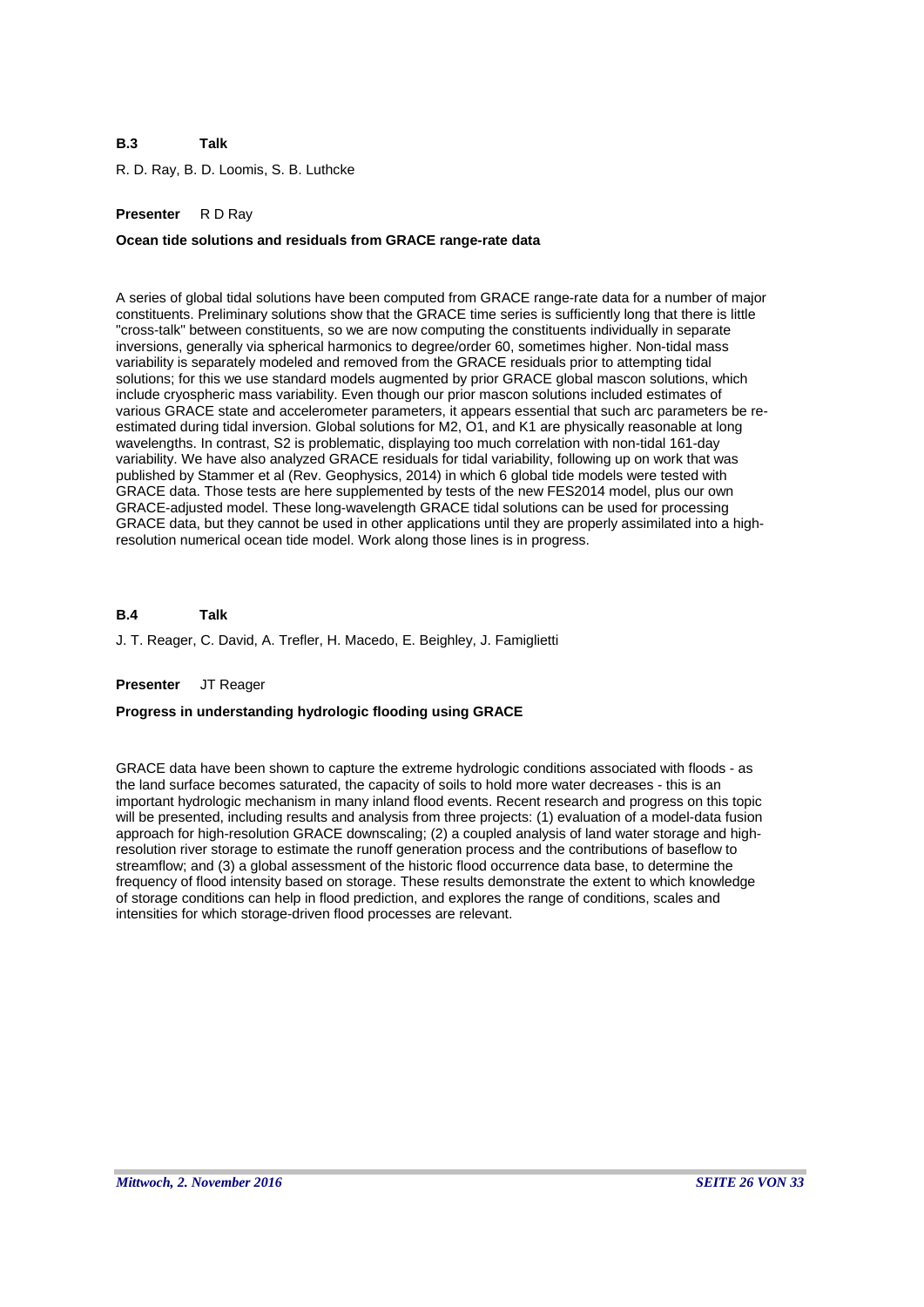**B.3 Talk**

R. D. Ray, B. D. Loomis, S. B. Luthcke

**Presenter** R D Ray

**Ocean tide solutions and residuals from GRACE range-rate data**

A series of global tidal solutions have been computed from GRACE range-rate data for a number of major constituents. Preliminary solutions show that the GRACE time series is sufficiently long that there is little "cross-talk" between constituents, so we are now computing the constituents individually in separate inversions, generally via spherical harmonics to degree/order 60, sometimes higher. Non-tidal mass variability is separately modeled and removed from the GRACE residuals prior to attempting tidal solutions; for this we use standard models augmented by prior GRACE global mascon solutions, which include cryospheric mass variability. Even though our prior mascon solutions included estimates of various GRACE state and accelerometer parameters, it appears essential that such arc parameters be re-estimated during tidal inversion. Global solutions for M2, O1, and K1 are physically reasonable at long wavelengths. In contrast, S2 is problematic, displaying too much correlation with non-tidal 161-day variability. We have also analyzed GRACE residuals for tidal variability, following up on work that was published by Stammer et al (Rev. Geophysics, 2014) in which 6 global tide models were tested with GRACE data. Those tests are here supplemented by tests of the new FES2014 model, plus our own GRACE-adjusted model. These long-wavelength GRACE tidal solutions can be used for processing GRACE data, but they cannot be used in other applications until they are properly assimilated into a high-resolution numerical ocean tide model. Work along those lines is in progress.

**B.4 Talk**

J. T. Reager, C. David, A. Trefler, H. Macedo, E. Beighley, J. Famiglietti

**Presenter** JT Reager

**Progress in understanding hydrologic flooding using GRACE**

GRACE data have been shown to capture the extreme hydrologic conditions associated with floods - as the land surface becomes saturated, the capacity of soils to hold more water decreases - this is an important hydrologic mechanism in many inland flood events. Recent research and progress on this topic will be presented, including results and analysis from three projects: (1) evaluation of a model-data fusion approach for high-resolution GRACE downscaling; (2) a coupled analysis of land water storage and high-resolution river storage to estimate the runoff generation process and the contributions of baseflow to streamflow; and (3) a global assessment of the historic flood occurrence data base, to determine the frequency of flood intensity based on storage. These results demonstrate the extent to which knowledge of storage conditions can help in flood prediction, and explores the range of conditions, scales and intensities for which storage-driven flood processes are relevant.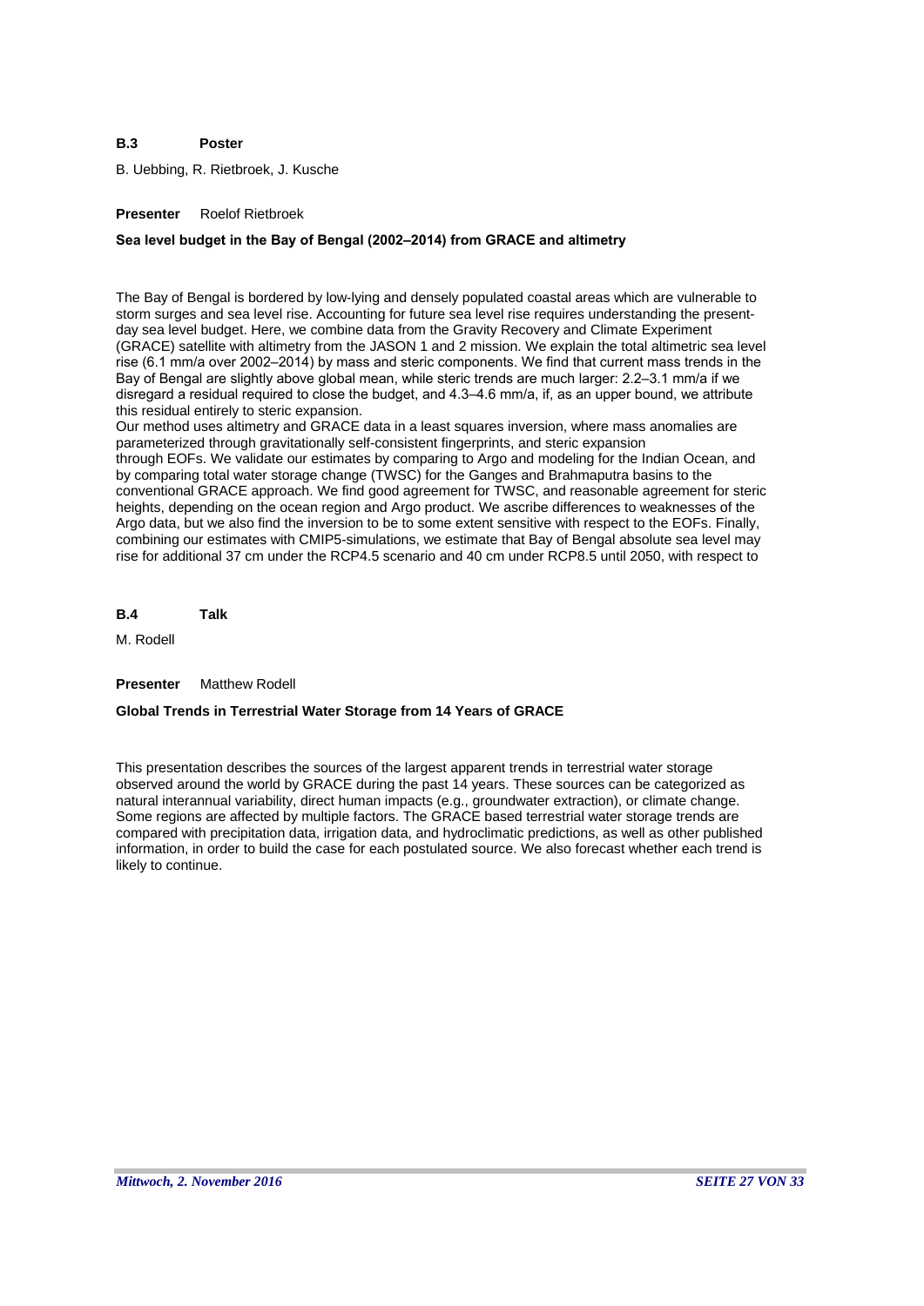**B.3 Poster**

B. Uebbing, R. Rietbroek, J. Kusche

**Presenter** Roelof Rietbroek

**Sea level budget in the Bay of Bengal (2002–2014) from GRACE and altimetry**

The Bay of Bengal is bordered by low-lying and densely populated coastal areas which are vulnerable to storm surges and sea level rise. Accounting for future sea level rise requires understanding the present-day sea level budget. Here, we combine data from the Gravity Recovery and Climate Experiment (GRACE) satellite with altimetry from the JASON 1 and 2 mission. We explain the total altimetric sea level rise (6.1 mm/a over 2002–2014) by mass and steric components. We find that current mass trends in the Bay of Bengal are slightly above global mean, while steric trends are much larger: 2.2–3.1 mm/a if we disregard a residual required to close the budget, and 4.3–4.6 mm/a, if, as an upper bound, we attribute this residual entirely to steric expansion.
Our method uses altimetry and GRACE data in a least squares inversion, where mass anomalies are parameterized through gravitationally self-consistent fingerprints, and steric expansion
through EOFs. We validate our estimates by comparing to Argo and modeling for the Indian Ocean, and by comparing total water storage change (TWSC) for the Ganges and Brahmaputra basins to the conventional GRACE approach. We find good agreement for TWSC, and reasonable agreement for steric heights, depending on the ocean region and Argo product. We ascribe differences to weaknesses of the Argo data, but we also find the inversion to be to some extent sensitive with respect to the EOFs. Finally, combining our estimates with CMIP5-simulations, we estimate that Bay of Bengal absolute sea level may rise for additional 37 cm under the RCP4.5 scenario and 40 cm under RCP8.5 until 2050, with respect to

**B.4 Talk**

M. Rodell

**Presenter** Matthew Rodell

**Global Trends in Terrestrial Water Storage from 14 Years of GRACE**

This presentation describes the sources of the largest apparent trends in terrestrial water storage observed around the world by GRACE during the past 14 years. These sources can be categorized as natural interannual variability, direct human impacts (e.g., groundwater extraction), or climate change. Some regions are affected by multiple factors. The GRACE based terrestrial water storage trends are compared with precipitation data, irrigation data, and hydroclimatic predictions, as well as other published information, in order to build the case for each postulated source. We also forecast whether each trend is likely to continue.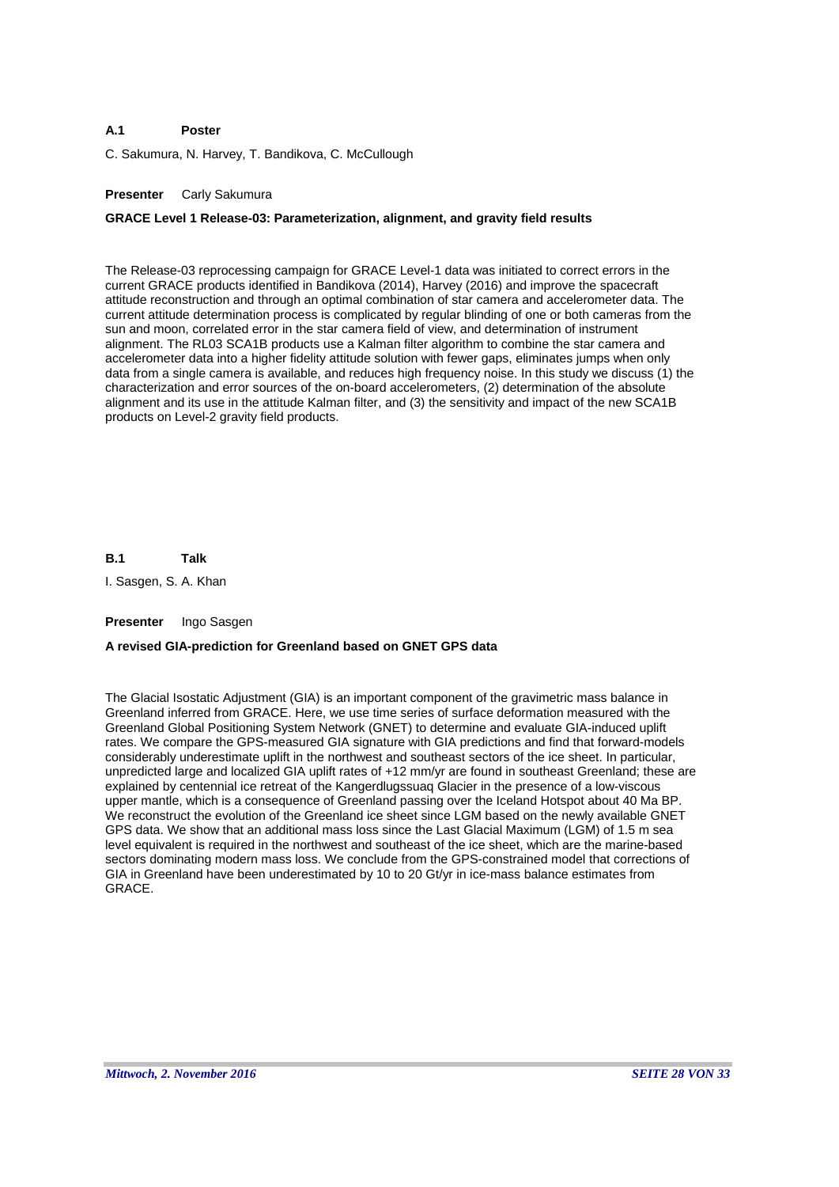**A.1 Poster**

C. Sakumura, N. Harvey, T. Bandikova, C. McCullough

**Presenter** Carly Sakumura

**GRACE Level 1 Release-03: Parameterization, alignment, and gravity field results**

The Release-03 reprocessing campaign for GRACE Level-1 data was initiated to correct errors in the current GRACE products identified in Bandikova (2014), Harvey (2016) and improve the spacecraft attitude reconstruction and through an optimal combination of star camera and accelerometer data. The current attitude determination process is complicated by regular blinding of one or both cameras from the sun and moon, correlated error in the star camera field of view, and determination of instrument alignment. The RL03 SCA1B products use a Kalman filter algorithm to combine the star camera and accelerometer data into a higher fidelity attitude solution with fewer gaps, eliminates jumps when only data from a single camera is available, and reduces high frequency noise. In this study we discuss (1) the characterization and error sources of the on-board accelerometers, (2) determination of the absolute alignment and its use in the attitude Kalman filter, and (3) the sensitivity and impact of the new SCA1B products on Level-2 gravity field products.

**B.1 Talk**

I. Sasgen, S. A. Khan

**Presenter** Ingo Sasgen

**A revised GIA-prediction for Greenland based on GNET GPS data**

The Glacial Isostatic Adjustment (GIA) is an important component of the gravimetric mass balance in Greenland inferred from GRACE. Here, we use time series of surface deformation measured with the Greenland Global Positioning System Network (GNET) to determine and evaluate GIA-induced uplift rates. We compare the GPS-measured GIA signature with GIA predictions and find that forward-models considerably underestimate uplift in the northwest and southeast sectors of the ice sheet. In particular, unpredicted large and localized GIA uplift rates of +12 mm/yr are found in southeast Greenland; these are explained by centennial ice retreat of the Kangerdlugssuaq Glacier in the presence of a low-viscous upper mantle, which is a consequence of Greenland passing over the Iceland Hotspot about 40 Ma BP. We reconstruct the evolution of the Greenland ice sheet since LGM based on the newly available GNET GPS data. We show that an additional mass loss since the Last Glacial Maximum (LGM) of 1.5 m sea level equivalent is required in the northwest and southeast of the ice sheet, which are the marine-based sectors dominating modern mass loss. We conclude from the GPS-constrained model that corrections of GIA in Greenland have been underestimated by 10 to 20 Gt/yr in ice-mass balance estimates from GRACE.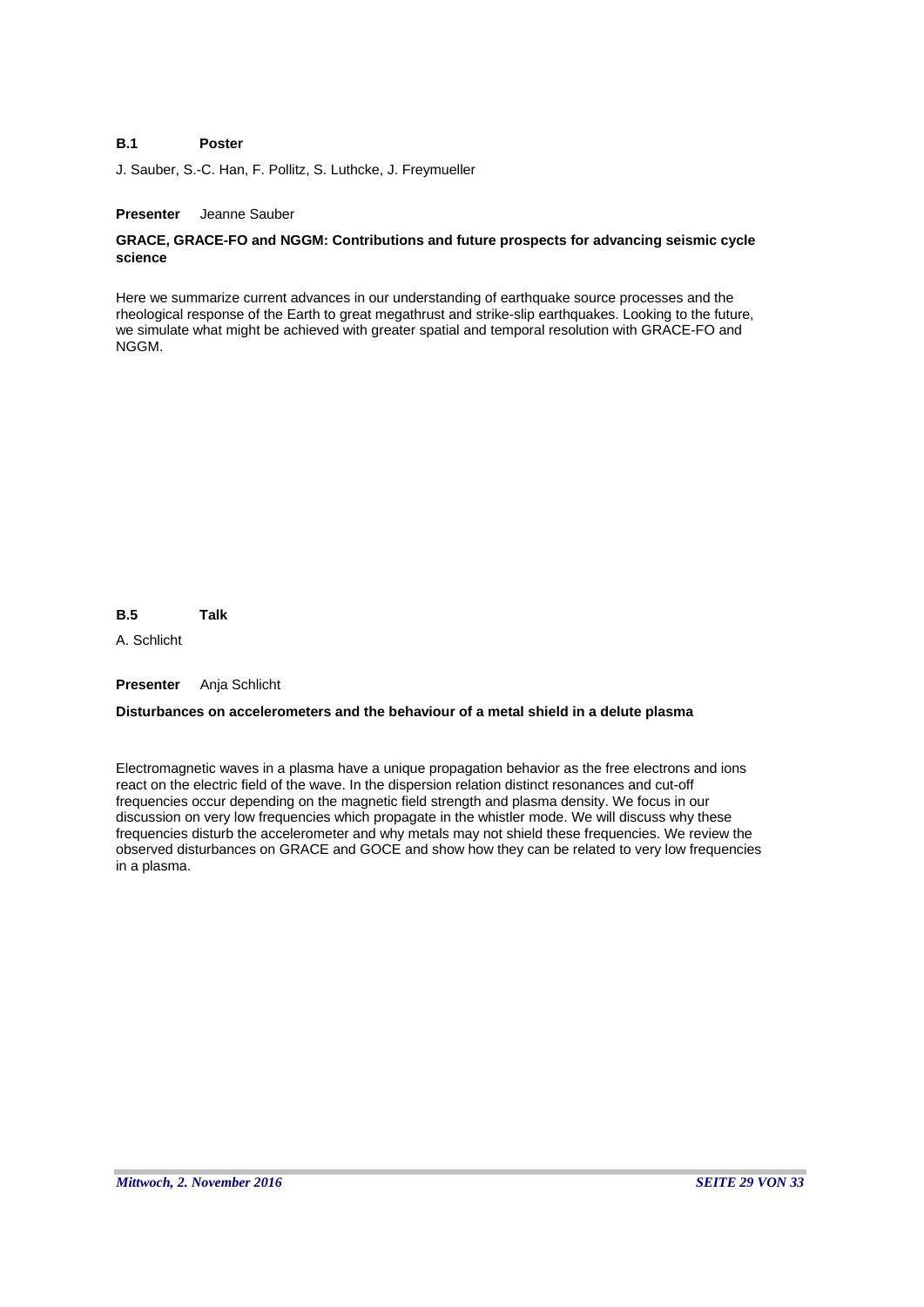**B.1 Poster**

J. Sauber, S.-C. Han, F. Pollitz, S. Luthcke, J. Freymueller

**Presenter** Jeanne Sauber

**GRACE, GRACE-FO and NGGM: Contributions and future prospects for advancing seismic cycle science**

Here we summarize current advances in our understanding of earthquake source processes and the rheological response of the Earth to great megathrust and strike-slip earthquakes. Looking to the future, we simulate what might be achieved with greater spatial and temporal resolution with GRACE-FO and NGGM.

**B.5 Talk**

A. Schlicht

**Presenter** Anja Schlicht

**Disturbances on accelerometers and the behaviour of a metal shield in a delute plasma**

Electromagnetic waves in a plasma have a unique propagation behavior as the free electrons and ions react on the electric field of the wave. In the dispersion relation distinct resonances and cut-off frequencies occur depending on the magnetic field strength and plasma density. We focus in our discussion on very low frequencies which propagate in the whistler mode. We will discuss why these frequencies disturb the accelerometer and why metals may not shield these frequencies. We review the observed disturbances on GRACE and GOCE and show how they can be related to very low frequencies in a plasma.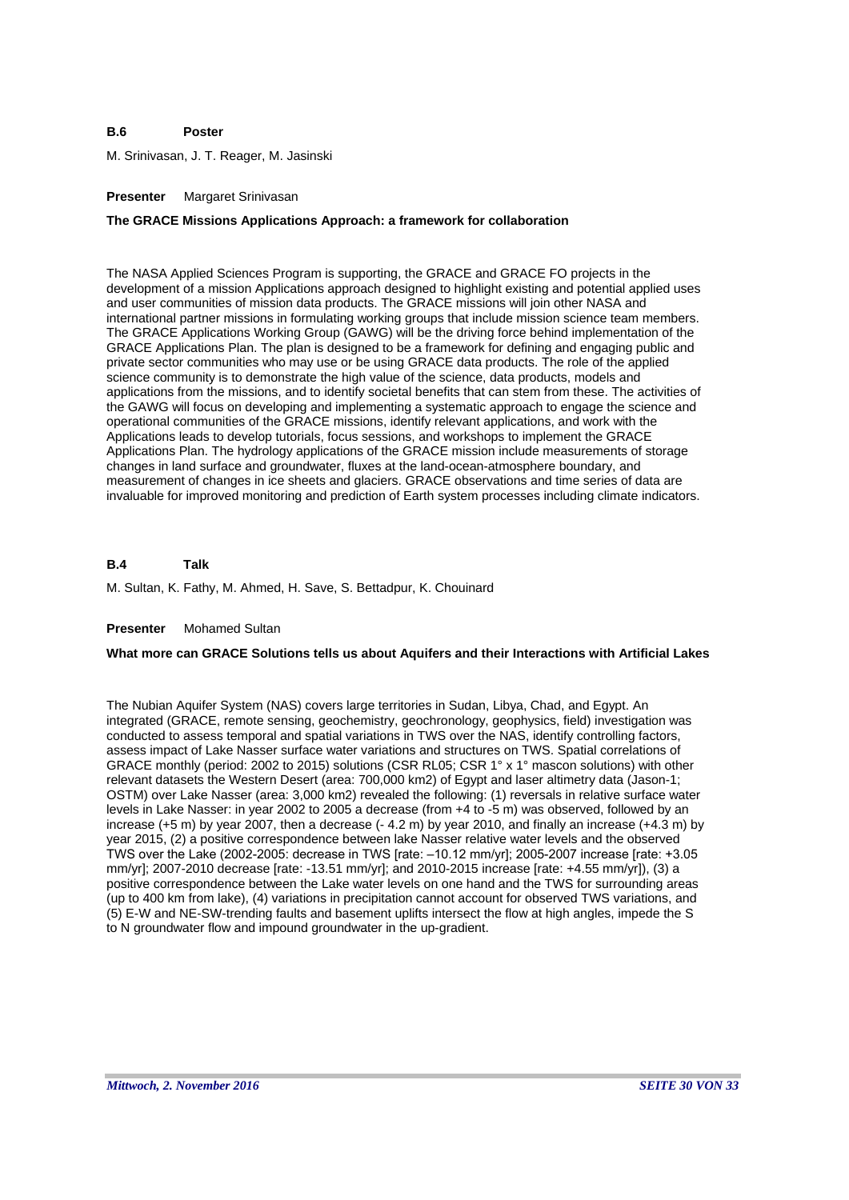**B.6 Poster**

M. Srinivasan, J. T. Reager, M. Jasinski

**Presenter** Margaret Srinivasan

**The GRACE Missions Applications Approach: a framework for collaboration**

The NASA Applied Sciences Program is supporting, the GRACE and GRACE FO projects in the development of a mission Applications approach designed to highlight existing and potential applied uses and user communities of mission data products. The GRACE missions will join other NASA and international partner missions in formulating working groups that include mission science team members. The GRACE Applications Working Group (GAWG) will be the driving force behind implementation of the GRACE Applications Plan. The plan is designed to be a framework for defining and engaging public and private sector communities who may use or be using GRACE data products. The role of the applied science community is to demonstrate the high value of the science, data products, models and applications from the missions, and to identify societal benefits that can stem from these. The activities of the GAWG will focus on developing and implementing a systematic approach to engage the science and operational communities of the GRACE missions, identify relevant applications, and work with the Applications leads to develop tutorials, focus sessions, and workshops to implement the GRACE Applications Plan. The hydrology applications of the GRACE mission include measurements of storage changes in land surface and groundwater, fluxes at the land-ocean-atmosphere boundary, and measurement of changes in ice sheets and glaciers. GRACE observations and time series of data are invaluable for improved monitoring and prediction of Earth system processes including climate indicators.

**B.4 Talk**

M. Sultan, K. Fathy, M. Ahmed, H. Save, S. Bettadpur, K. Chouinard

**Presenter** Mohamed Sultan

**What more can GRACE Solutions tells us about Aquifers and their Interactions with Artificial Lakes**

The Nubian Aquifer System (NAS) covers large territories in Sudan, Libya, Chad, and Egypt. An integrated (GRACE, remote sensing, geochemistry, geochronology, geophysics, field) investigation was conducted to assess temporal and spatial variations in TWS over the NAS, identify controlling factors, assess impact of Lake Nasser surface water variations and structures on TWS. Spatial correlations of GRACE monthly (period: 2002 to 2015) solutions (CSR RL05; CSR 1° x 1° mascon solutions) with other relevant datasets the Western Desert (area: 700,000 km2) of Egypt and laser altimetry data (Jason-1; OSTM) over Lake Nasser (area: 3,000 km2) revealed the following: (1) reversals in relative surface water levels in Lake Nasser: in year 2002 to 2005 a decrease (from +4 to -5 m) was observed, followed by an increase (+5 m) by year 2007, then a decrease (- 4.2 m) by year 2010, and finally an increase (+4.3 m) by year 2015, (2) a positive correspondence between lake Nasser relative water levels and the observed TWS over the Lake (2002-2005: decrease in TWS [rate: –10.12 mm/yr]; 2005-2007 increase [rate: +3.05 mm/yr]; 2007-2010 decrease [rate: -13.51 mm/yr]; and 2010-2015 increase [rate: +4.55 mm/yr]), (3) a positive correspondence between the Lake water levels on one hand and the TWS for surrounding areas (up to 400 km from lake), (4) variations in precipitation cannot account for observed TWS variations, and (5) E-W and NE-SW-trending faults and basement uplifts intersect the flow at high angles, impede the S to N groundwater flow and impound groundwater in the up-gradient.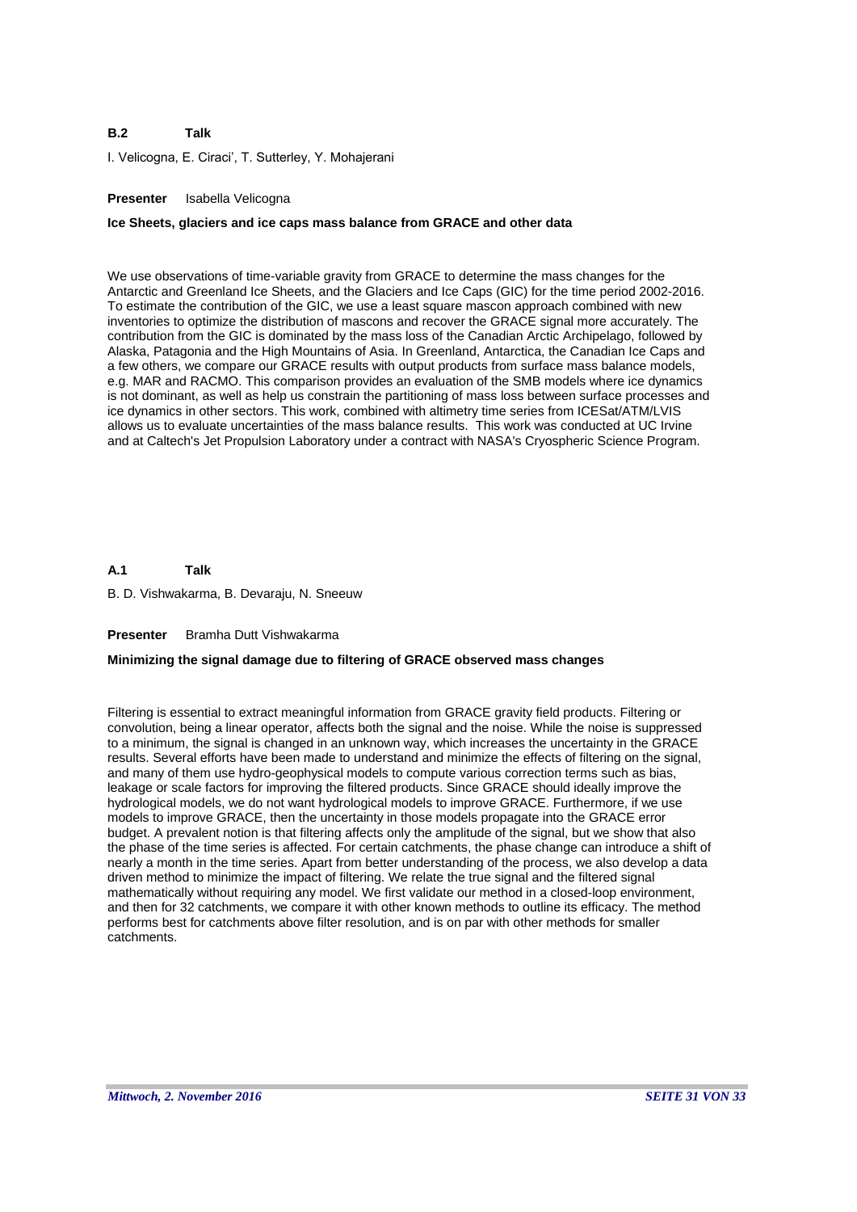**B.2 Talk**

I. Velicogna, E. Ciraci', T. Sutterley, Y. Mohajerani

**Presenter** Isabella Velicogna

**Ice Sheets, glaciers and ice caps mass balance from GRACE and other data**

We use observations of time-variable gravity from GRACE to determine the mass changes for the Antarctic and Greenland Ice Sheets, and the Glaciers and Ice Caps (GIC) for the time period 2002-2016. To estimate the contribution of the GIC, we use a least square mascon approach combined with new inventories to optimize the distribution of mascons and recover the GRACE signal more accurately. The contribution from the GIC is dominated by the mass loss of the Canadian Arctic Archipelago, followed by Alaska, Patagonia and the High Mountains of Asia. In Greenland, Antarctica, the Canadian Ice Caps and a few others, we compare our GRACE results with output products from surface mass balance models, e.g. MAR and RACMO. This comparison provides an evaluation of the SMB models where ice dynamics is not dominant, as well as help us constrain the partitioning of mass loss between surface processes and ice dynamics in other sectors. This work, combined with altimetry time series from ICESat/ATM/LVIS allows us to evaluate uncertainties of the mass balance results. This work was conducted at UC Irvine and at Caltech's Jet Propulsion Laboratory under a contract with NASA's Cryospheric Science Program.

**A.1 Talk**

B. D. Vishwakarma, B. Devaraju, N. Sneeuw

**Presenter** Bramha Dutt Vishwakarma

**Minimizing the signal damage due to filtering of GRACE observed mass changes**

Filtering is essential to extract meaningful information from GRACE gravity field products. Filtering or convolution, being a linear operator, affects both the signal and the noise. While the noise is suppressed to a minimum, the signal is changed in an unknown way, which increases the uncertainty in the GRACE results. Several efforts have been made to understand and minimize the effects of filtering on the signal, and many of them use hydro-geophysical models to compute various correction terms such as bias, leakage or scale factors for improving the filtered products. Since GRACE should ideally improve the hydrological models, we do not want hydrological models to improve GRACE. Furthermore, if we use models to improve GRACE, then the uncertainty in those models propagate into the GRACE error budget. A prevalent notion is that filtering affects only the amplitude of the signal, but we show that also the phase of the time series is affected. For certain catchments, the phase change can introduce a shift of nearly a month in the time series. Apart from better understanding of the process, we also develop a data driven method to minimize the impact of filtering. We relate the true signal and the filtered signal mathematically without requiring any model. We first validate our method in a closed-loop environment, and then for 32 catchments, we compare it with other known methods to outline its efficacy. The method performs best for catchments above filter resolution, and is on par with other methods for smaller catchments.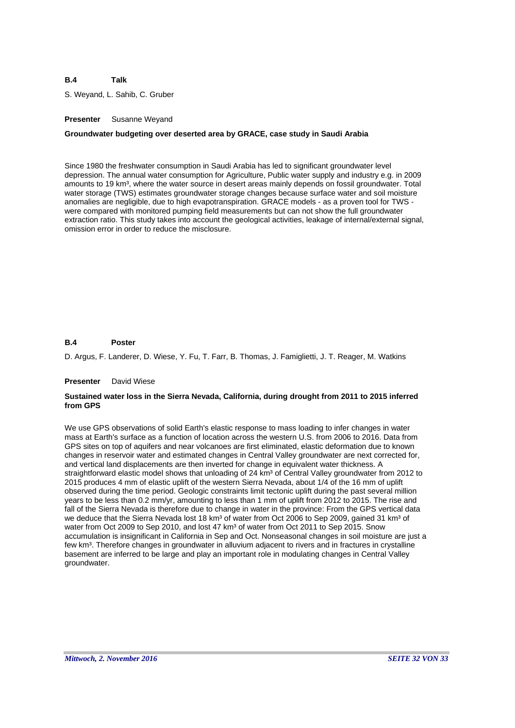**B.4 Talk**

S. Weyand, L. Sahib, C. Gruber

**Presenter** Susanne Weyand

**Groundwater budgeting over deserted area by GRACE, case study in Saudi Arabia**

Since 1980 the freshwater consumption in Saudi Arabia has led to significant groundwater level depression. The annual water consumption for Agriculture, Public water supply and industry e.g. in 2009 amounts to 19 km³, where the water source in desert areas mainly depends on fossil groundwater. Total water storage (TWS) estimates groundwater storage changes because surface water and soil moisture anomalies are negligible, due to high evapotranspiration. GRACE models - as a proven tool for TWS - were compared with monitored pumping field measurements but can not show the full groundwater extraction ratio. This study takes into account the geological activities, leakage of internal/external signal, omission error in order to reduce the misclosure.

**B.4 Poster**

D. Argus, F. Landerer, D. Wiese, Y. Fu, T. Farr, B. Thomas, J. Famiglietti, J. T. Reager, M. Watkins

**Presenter** David Wiese

**Sustained water loss in the Sierra Nevada, California, during drought from 2011 to 2015 inferred from GPS**

We use GPS observations of solid Earth's elastic response to mass loading to infer changes in water mass at Earth's surface as a function of location across the western U.S. from 2006 to 2016. Data from GPS sites on top of aquifers and near volcanoes are first eliminated, elastic deformation due to known changes in reservoir water and estimated changes in Central Valley groundwater are next corrected for, and vertical land displacements are then inverted for change in equivalent water thickness. A straightforward elastic model shows that unloading of 24 km³ of Central Valley groundwater from 2012 to 2015 produces 4 mm of elastic uplift of the western Sierra Nevada, about 1/4 of the 16 mm of uplift observed during the time period. Geologic constraints limit tectonic uplift during the past several million years to be less than 0.2 mm/yr, amounting to less than 1 mm of uplift from 2012 to 2015. The rise and fall of the Sierra Nevada is therefore due to change in water in the province: From the GPS vertical data we deduce that the Sierra Nevada lost 18 km³ of water from Oct 2006 to Sep 2009, gained 31 km³ of water from Oct 2009 to Sep 2010, and lost 47 km³ of water from Oct 2011 to Sep 2015. Snow accumulation is insignificant in California in Sep and Oct. Nonseasonal changes in soil moisture are just a few km³. Therefore changes in groundwater in alluvium adjacent to rivers and in fractures in crystalline basement are inferred to be large and play an important role in modulating changes in Central Valley groundwater.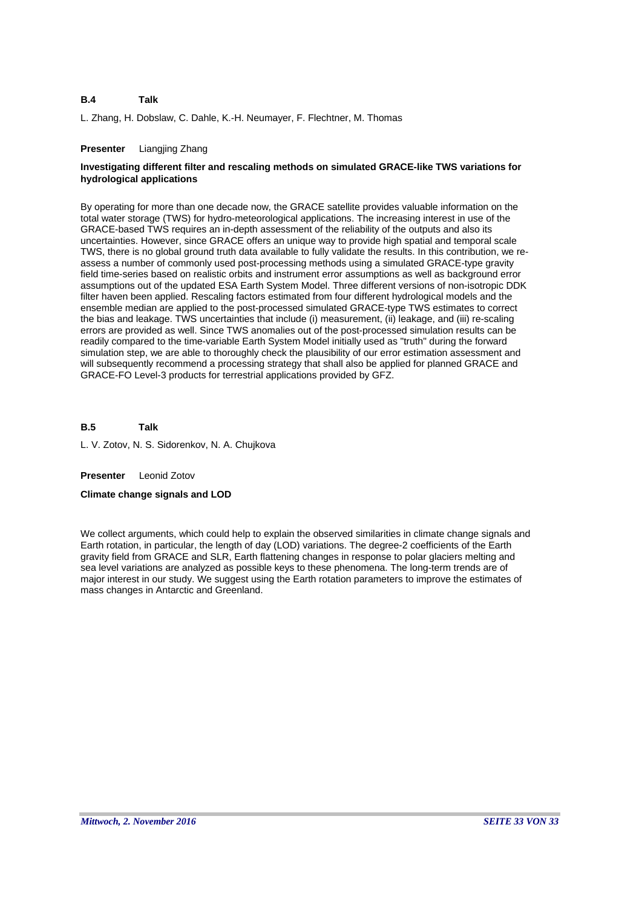**B.4 Talk**

L. Zhang, H. Dobslaw, C. Dahle, K.-H. Neumayer, F. Flechtner, M. Thomas

**Presenter** Liangjing Zhang

**Investigating different filter and rescaling methods on simulated GRACE-like TWS variations for hydrological applications**

By operating for more than one decade now, the GRACE satellite provides valuable information on the total water storage (TWS) for hydro-meteorological applications. The increasing interest in use of the GRACE-based TWS requires an in-depth assessment of the reliability of the outputs and also its uncertainties. However, since GRACE offers an unique way to provide high spatial and temporal scale TWS, there is no global ground truth data available to fully validate the results. In this contribution, we re-assess a number of commonly used post-processing methods using a simulated GRACE-type gravity field time-series based on realistic orbits and instrument error assumptions as well as background error assumptions out of the updated ESA Earth System Model. Three different versions of non-isotropic DDK filter haven been applied. Rescaling factors estimated from four different hydrological models and the ensemble median are applied to the post-processed simulated GRACE-type TWS estimates to correct the bias and leakage. TWS uncertainties that include (i) measurement, (ii) leakage, and (iii) re-scaling errors are provided as well. Since TWS anomalies out of the post-processed simulation results can be readily compared to the time-variable Earth System Model initially used as "truth" during the forward simulation step, we are able to thoroughly check the plausibility of our error estimation assessment and will subsequently recommend a processing strategy that shall also be applied for planned GRACE and GRACE-FO Level-3 products for terrestrial applications provided by GFZ.

**B.5 Talk**

L. V. Zotov, N. S. Sidorenkov, N. A. Chujkova

**Presenter** Leonid Zotov

**Climate change signals and LOD**

We collect arguments, which could help to explain the observed similarities in climate change signals and Earth rotation, in particular, the length of day (LOD) variations. The degree-2 coefficients of the Earth gravity field from GRACE and SLR, Earth flattening changes in response to polar glaciers melting and sea level variations are analyzed as possible keys to these phenomena. The long-term trends are of major interest in our study. We suggest using the Earth rotation parameters to improve the estimates of mass changes in Antarctic and Greenland.